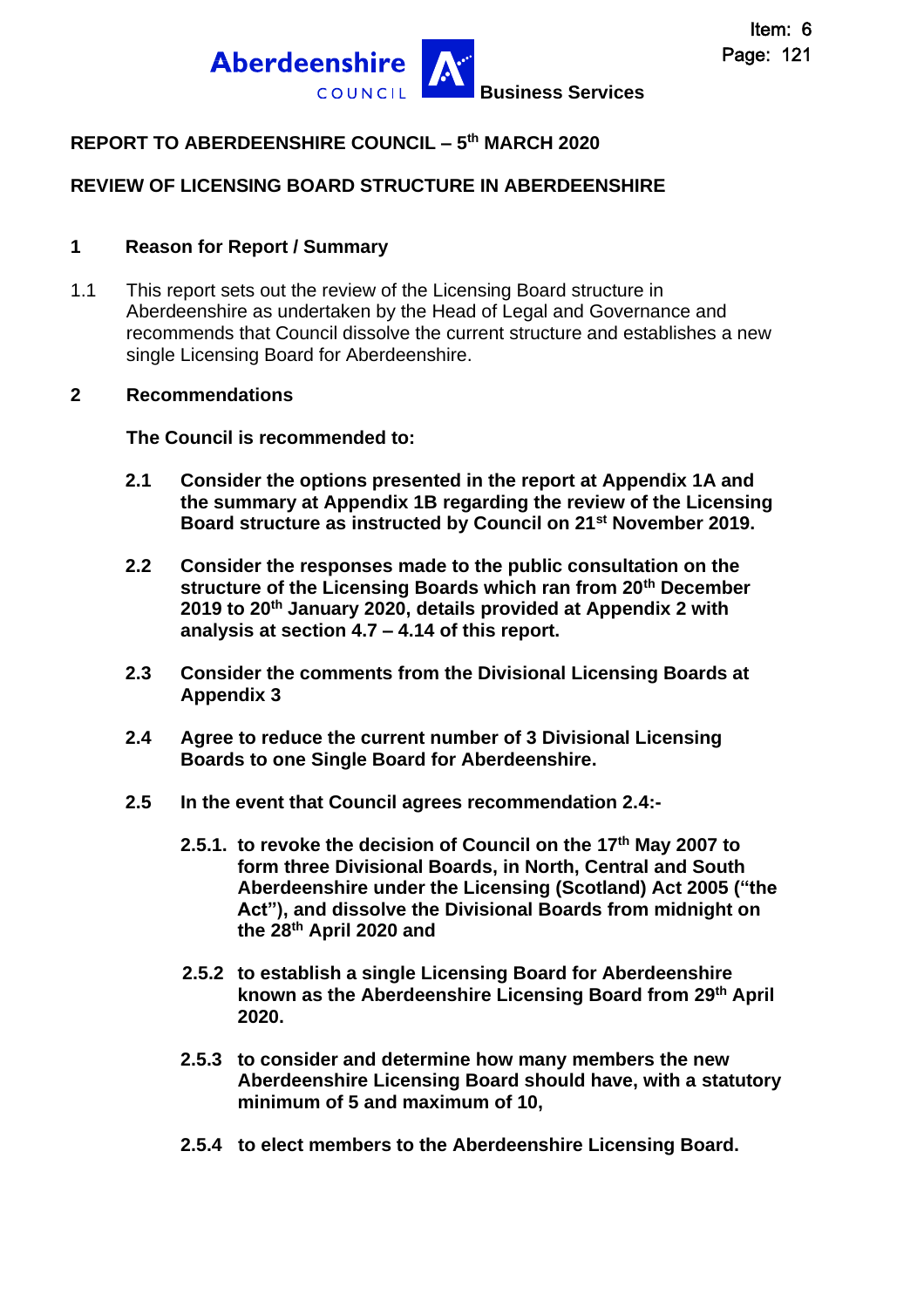Aberdeenshire COUNCIL Business Services

Item: 6
Page: 121

**REPORT TO ABERDEENSHIRE COUNCIL – 5th MARCH 2020**

**REVIEW OF LICENSING BOARD STRUCTURE IN ABERDEENSHIRE**

## 1 Reason for Report / Summary

1.1 This report sets out the review of the Licensing Board structure in Aberdeenshire as undertaken by the Head of Legal and Governance and recommends that Council dissolve the current structure and establishes a new single Licensing Board for Aberdeenshire.

## 2 Recommendations

**The Council is recommended to:**

**2.1 Consider the options presented in the report at Appendix 1A and the summary at Appendix 1B regarding the review of the Licensing Board structure as instructed by Council on 21st November 2019.**

**2.2 Consider the responses made to the public consultation on the structure of the Licensing Boards which ran from 20th December 2019 to 20th January 2020, details provided at Appendix 2 with analysis at section 4.7 – 4.14 of this report.**

**2.3 Consider the comments from the Divisional Licensing Boards at Appendix 3**

**2.4 Agree to reduce the current number of 3 Divisional Licensing Boards to one Single Board for Aberdeenshire.**

**2.5 In the event that Council agrees recommendation 2.4:-**

**2.5.1. to revoke the decision of Council on the 17th May 2007 to form three Divisional Boards, in North, Central and South Aberdeenshire under the Licensing (Scotland) Act 2005 ("the Act"), and dissolve the Divisional Boards from midnight on the 28th April 2020 and**

**2.5.2 to establish a single Licensing Board for Aberdeenshire known as the Aberdeenshire Licensing Board from 29th April 2020.**

**2.5.3 to consider and determine how many members the new Aberdeenshire Licensing Board should have, with a statutory minimum of 5 and maximum of 10,**

**2.5.4 to elect members to the Aberdeenshire Licensing Board.**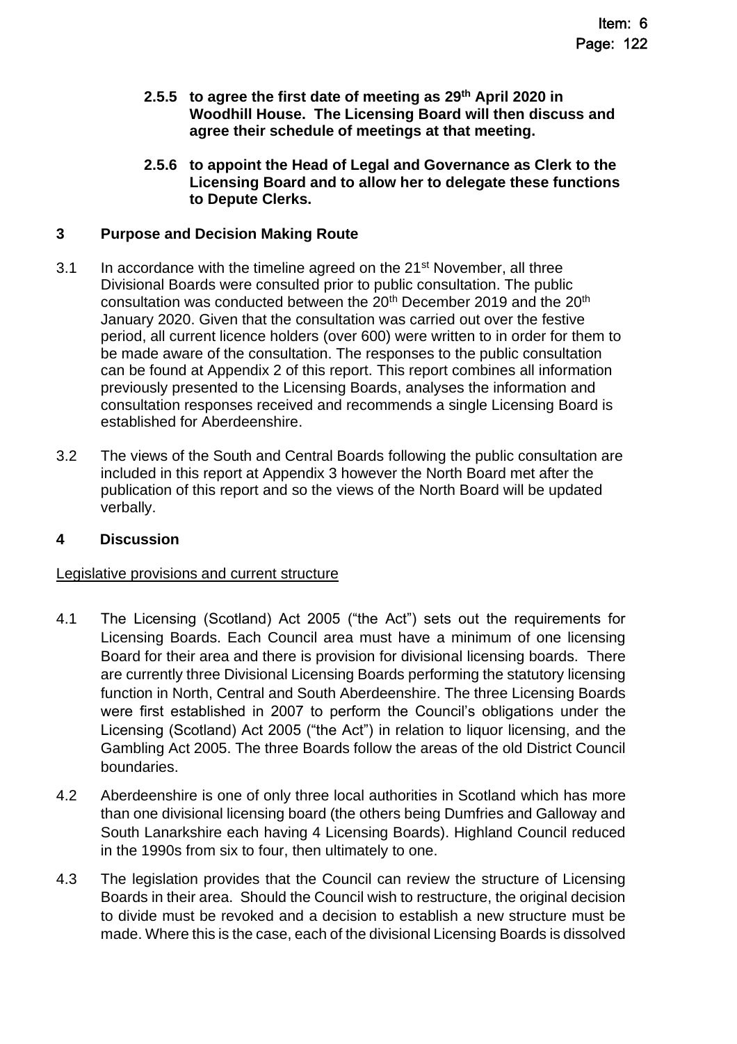**2.5.5 to agree the first date of meeting as 29th April 2020 in Woodhill House. The Licensing Board will then discuss and agree their schedule of meetings at that meeting.**

**2.5.6 to appoint the Head of Legal and Governance as Clerk to the Licensing Board and to allow her to delegate these functions to Depute Clerks.**

## 3 Purpose and Decision Making Route

3.1 In accordance with the timeline agreed on the 21st November, all three Divisional Boards were consulted prior to public consultation. The public consultation was conducted between the 20th December 2019 and the 20th January 2020. Given that the consultation was carried out over the festive period, all current licence holders (over 600) were written to in order for them to be made aware of the consultation. The responses to the public consultation can be found at Appendix 2 of this report. This report combines all information previously presented to the Licensing Boards, analyses the information and consultation responses received and recommends a single Licensing Board is established for Aberdeenshire.

3.2 The views of the South and Central Boards following the public consultation are included in this report at Appendix 3 however the North Board met after the publication of this report and so the views of the North Board will be updated verbally.

## 4 Discussion

Legislative provisions and current structure

4.1 The Licensing (Scotland) Act 2005 ("the Act") sets out the requirements for Licensing Boards. Each Council area must have a minimum of one licensing Board for their area and there is provision for divisional licensing boards. There are currently three Divisional Licensing Boards performing the statutory licensing function in North, Central and South Aberdeenshire. The three Licensing Boards were first established in 2007 to perform the Council's obligations under the Licensing (Scotland) Act 2005 ("the Act") in relation to liquor licensing, and the Gambling Act 2005. The three Boards follow the areas of the old District Council boundaries.

4.2 Aberdeenshire is one of only three local authorities in Scotland which has more than one divisional licensing board (the others being Dumfries and Galloway and South Lanarkshire each having 4 Licensing Boards). Highland Council reduced in the 1990s from six to four, then ultimately to one.

4.3 The legislation provides that the Council can review the structure of Licensing Boards in their area. Should the Council wish to restructure, the original decision to divide must be revoked and a decision to establish a new structure must be made. Where this is the case, each of the divisional Licensing Boards is dissolved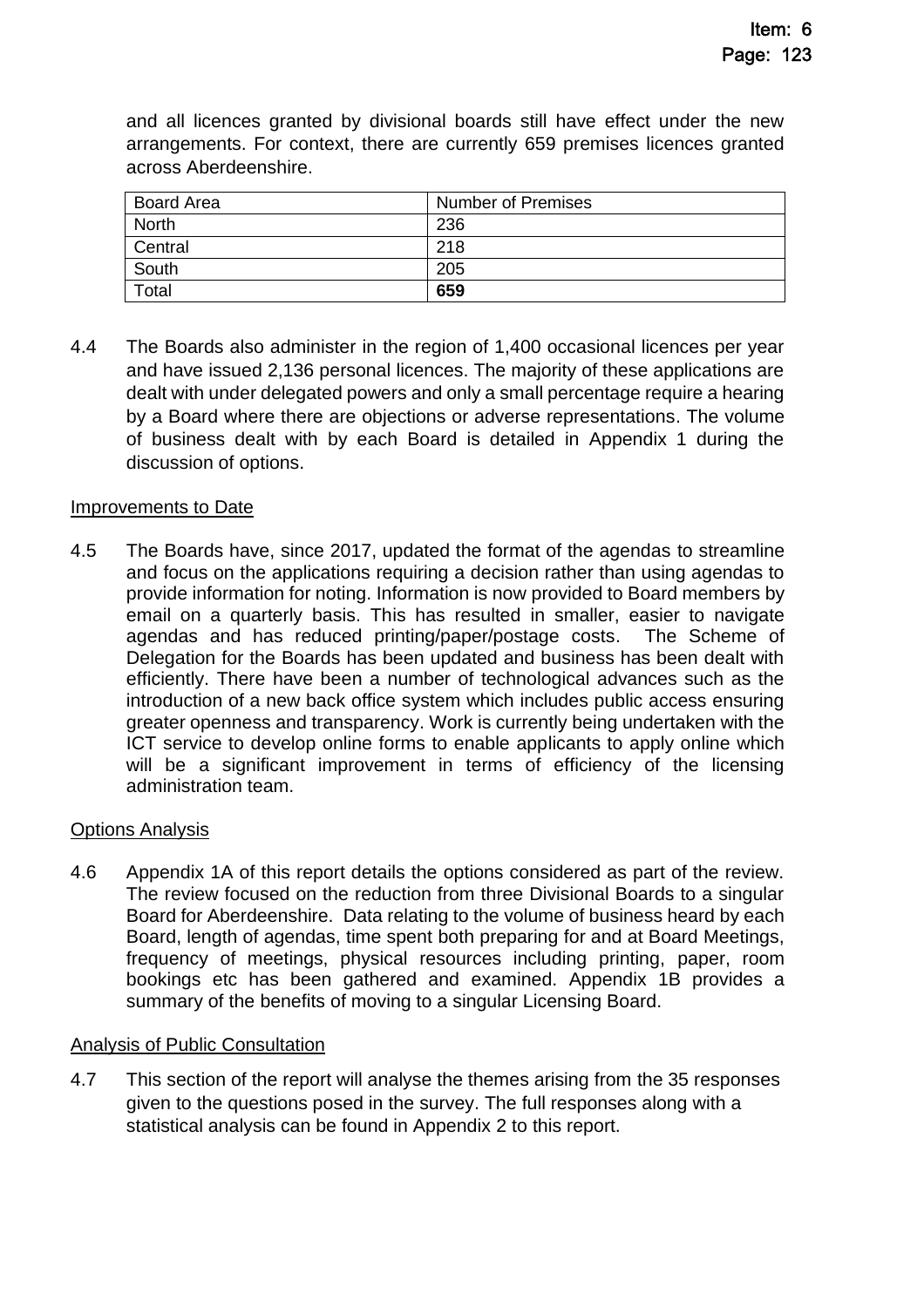and all licences granted by divisional boards still have effect under the new arrangements. For context, there are currently 659 premises licences granted across Aberdeenshire.

| Board Area | Number of Premises |
|---|---|
| North | 236 |
| Central | 218 |
| South | 205 |
| Total | **659** |

4.4 The Boards also administer in the region of 1,400 occasional licences per year and have issued 2,136 personal licences. The majority of these applications are dealt with under delegated powers and only a small percentage require a hearing by a Board where there are objections or adverse representations. The volume of business dealt with by each Board is detailed in Appendix 1 during the discussion of options.

Improvements to Date

4.5 The Boards have, since 2017, updated the format of the agendas to streamline and focus on the applications requiring a decision rather than using agendas to provide information for noting. Information is now provided to Board members by email on a quarterly basis. This has resulted in smaller, easier to navigate agendas and has reduced printing/paper/postage costs. The Scheme of Delegation for the Boards has been updated and business has been dealt with efficiently. There have been a number of technological advances such as the introduction of a new back office system which includes public access ensuring greater openness and transparency. Work is currently being undertaken with the ICT service to develop online forms to enable applicants to apply online which will be a significant improvement in terms of efficiency of the licensing administration team.

Options Analysis

4.6 Appendix 1A of this report details the options considered as part of the review. The review focused on the reduction from three Divisional Boards to a singular Board for Aberdeenshire. Data relating to the volume of business heard by each Board, length of agendas, time spent both preparing for and at Board Meetings, frequency of meetings, physical resources including printing, paper, room bookings etc has been gathered and examined. Appendix 1B provides a summary of the benefits of moving to a singular Licensing Board.

Analysis of Public Consultation

4.7 This section of the report will analyse the themes arising from the 35 responses given to the questions posed in the survey. The full responses along with a statistical analysis can be found in Appendix 2 to this report.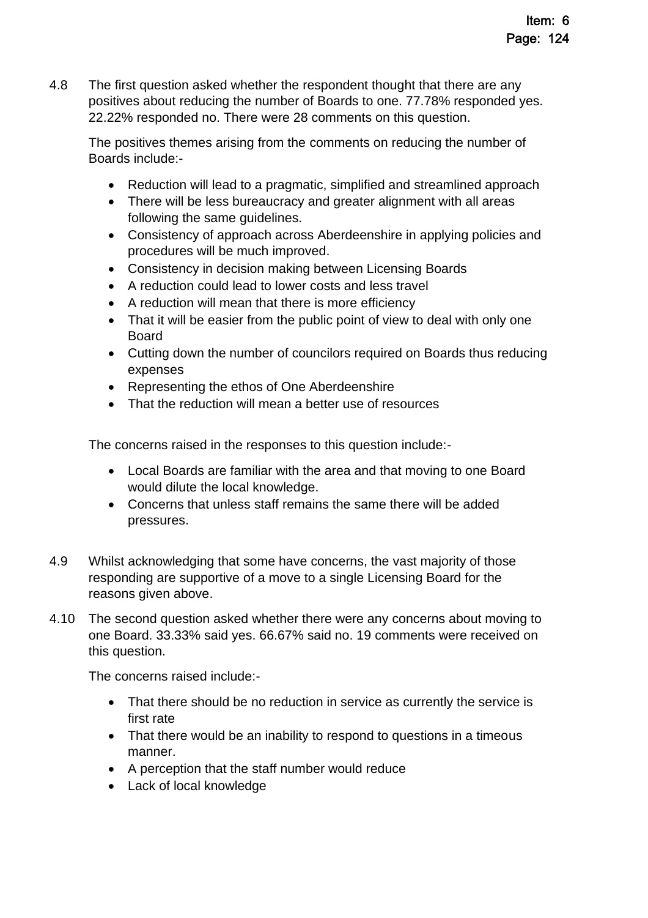4.8 The first question asked whether the respondent thought that there are any positives about reducing the number of Boards to one. 77.78% responded yes. 22.22% responded no. There were 28 comments on this question.

The positives themes arising from the comments on reducing the number of Boards include:-

- Reduction will lead to a pragmatic, simplified and streamlined approach
- There will be less bureaucracy and greater alignment with all areas following the same guidelines.
- Consistency of approach across Aberdeenshire in applying policies and procedures will be much improved.
- Consistency in decision making between Licensing Boards
- A reduction could lead to lower costs and less travel
- A reduction will mean that there is more efficiency
- That it will be easier from the public point of view to deal with only one Board
- Cutting down the number of councilors required on Boards thus reducing expenses
- Representing the ethos of One Aberdeenshire
- That the reduction will mean a better use of resources

The concerns raised in the responses to this question include:-

- Local Boards are familiar with the area and that moving to one Board would dilute the local knowledge.
- Concerns that unless staff remains the same there will be added pressures.

4.9 Whilst acknowledging that some have concerns, the vast majority of those responding are supportive of a move to a single Licensing Board for the reasons given above.

4.10 The second question asked whether there were any concerns about moving to one Board. 33.33% said yes. 66.67% said no. 19 comments were received on this question.

The concerns raised include:-

- That there should be no reduction in service as currently the service is first rate
- That there would be an inability to respond to questions in a timeous manner.
- A perception that the staff number would reduce
- Lack of local knowledge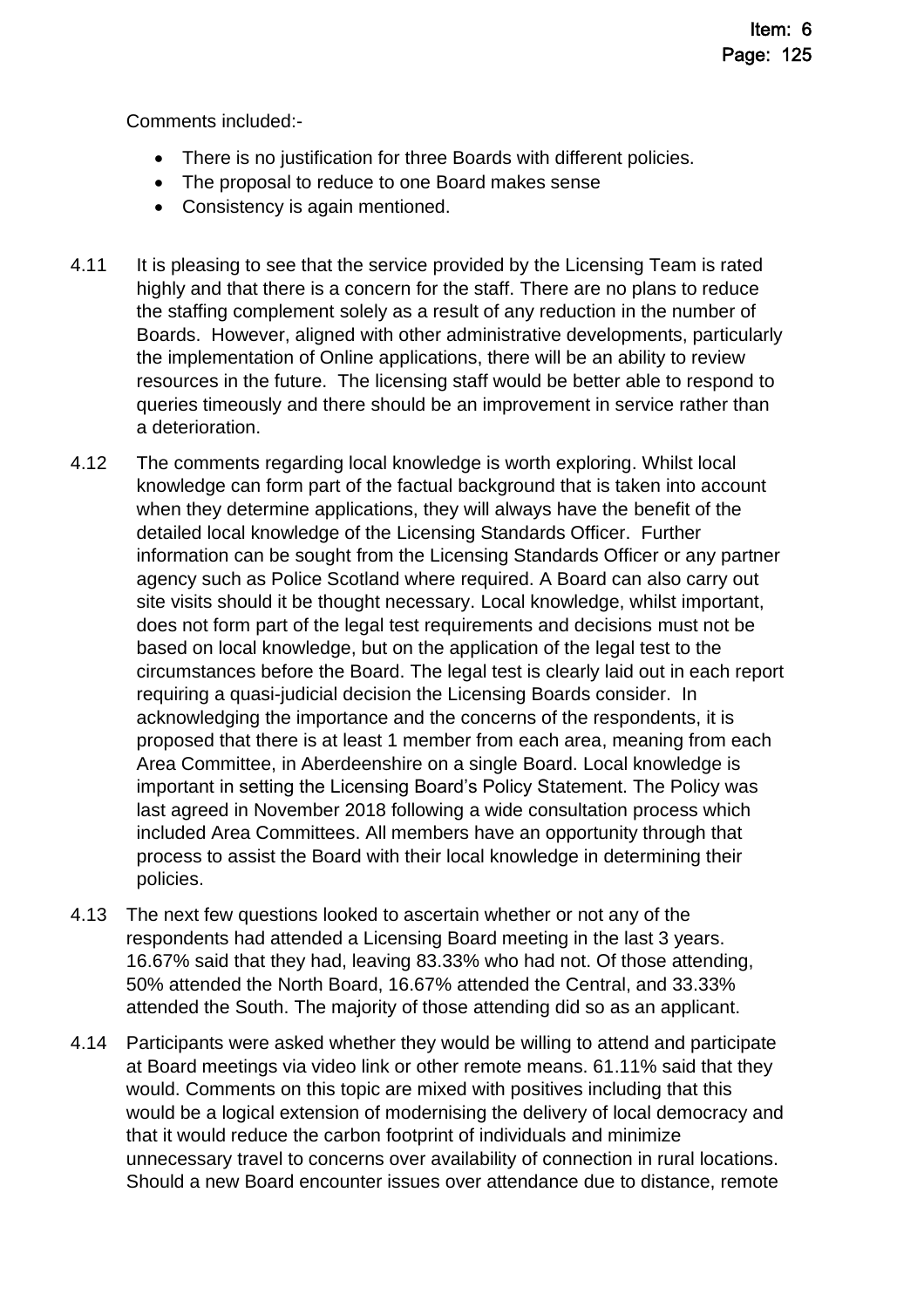Comments included:-

- There is no justification for three Boards with different policies.
- The proposal to reduce to one Board makes sense
- Consistency is again mentioned.

4.11 It is pleasing to see that the service provided by the Licensing Team is rated highly and that there is a concern for the staff. There are no plans to reduce the staffing complement solely as a result of any reduction in the number of Boards. However, aligned with other administrative developments, particularly the implementation of Online applications, there will be an ability to review resources in the future. The licensing staff would be better able to respond to queries timeously and there should be an improvement in service rather than a deterioration.

4.12 The comments regarding local knowledge is worth exploring. Whilst local knowledge can form part of the factual background that is taken into account when they determine applications, they will always have the benefit of the detailed local knowledge of the Licensing Standards Officer. Further information can be sought from the Licensing Standards Officer or any partner agency such as Police Scotland where required. A Board can also carry out site visits should it be thought necessary. Local knowledge, whilst important, does not form part of the legal test requirements and decisions must not be based on local knowledge, but on the application of the legal test to the circumstances before the Board. The legal test is clearly laid out in each report requiring a quasi-judicial decision the Licensing Boards consider. In acknowledging the importance and the concerns of the respondents, it is proposed that there is at least 1 member from each area, meaning from each Area Committee, in Aberdeenshire on a single Board. Local knowledge is important in setting the Licensing Board's Policy Statement. The Policy was last agreed in November 2018 following a wide consultation process which included Area Committees. All members have an opportunity through that process to assist the Board with their local knowledge in determining their policies.

4.13 The next few questions looked to ascertain whether or not any of the respondents had attended a Licensing Board meeting in the last 3 years. 16.67% said that they had, leaving 83.33% who had not. Of those attending, 50% attended the North Board, 16.67% attended the Central, and 33.33% attended the South. The majority of those attending did so as an applicant.

4.14 Participants were asked whether they would be willing to attend and participate at Board meetings via video link or other remote means. 61.11% said that they would. Comments on this topic are mixed with positives including that this would be a logical extension of modernising the delivery of local democracy and that it would reduce the carbon footprint of individuals and minimize unnecessary travel to concerns over availability of connection in rural locations. Should a new Board encounter issues over attendance due to distance, remote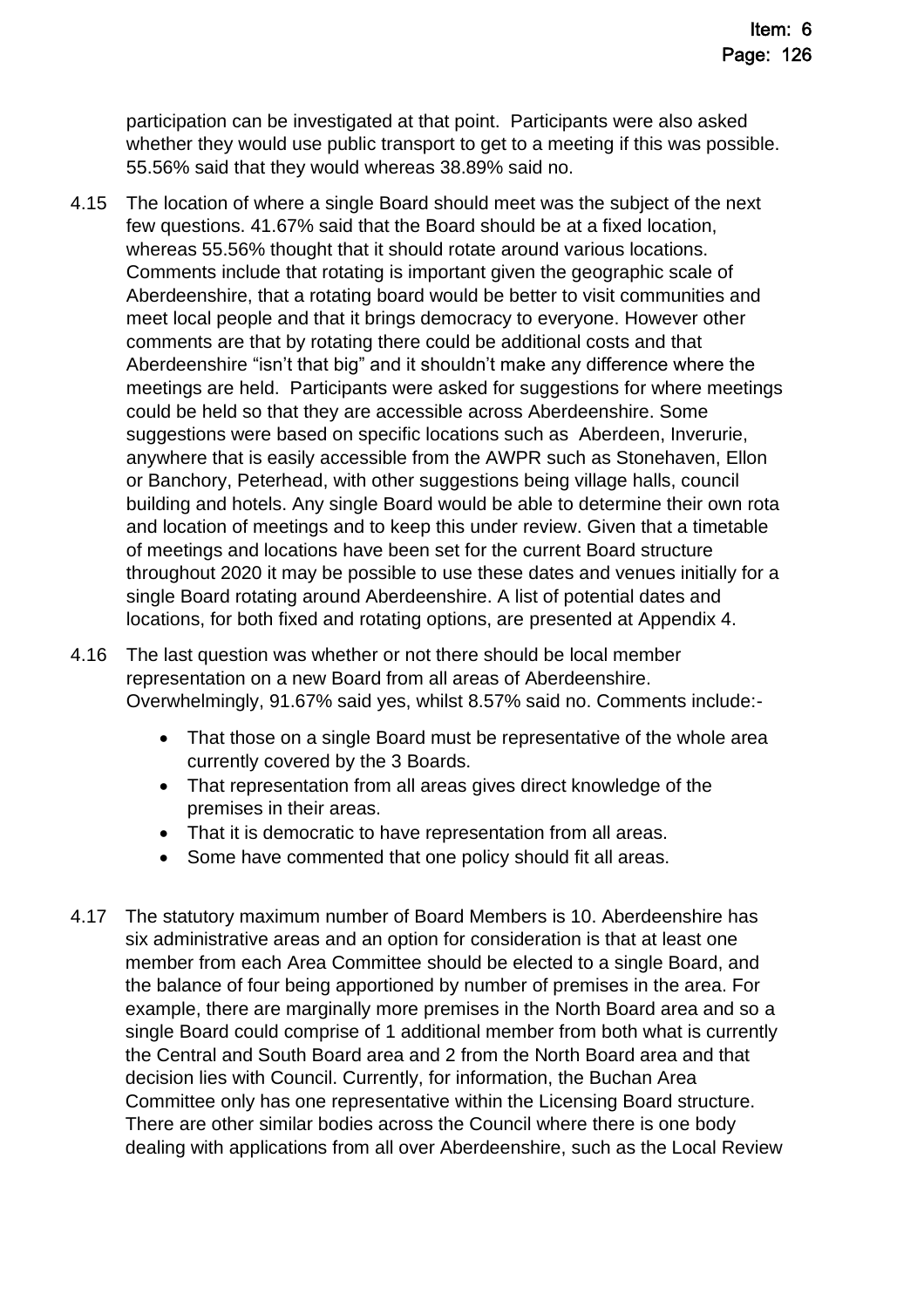participation can be investigated at that point. Participants were also asked whether they would use public transport to get to a meeting if this was possible. 55.56% said that they would whereas 38.89% said no.

4.15 The location of where a single Board should meet was the subject of the next few questions. 41.67% said that the Board should be at a fixed location, whereas 55.56% thought that it should rotate around various locations. Comments include that rotating is important given the geographic scale of Aberdeenshire, that a rotating board would be better to visit communities and meet local people and that it brings democracy to everyone. However other comments are that by rotating there could be additional costs and that Aberdeenshire "isn't that big" and it shouldn't make any difference where the meetings are held. Participants were asked for suggestions for where meetings could be held so that they are accessible across Aberdeenshire. Some suggestions were based on specific locations such as Aberdeen, Inverurie, anywhere that is easily accessible from the AWPR such as Stonehaven, Ellon or Banchory, Peterhead, with other suggestions being village halls, council building and hotels. Any single Board would be able to determine their own rota and location of meetings and to keep this under review. Given that a timetable of meetings and locations have been set for the current Board structure throughout 2020 it may be possible to use these dates and venues initially for a single Board rotating around Aberdeenshire. A list of potential dates and locations, for both fixed and rotating options, are presented at Appendix 4.

4.16 The last question was whether or not there should be local member representation on a new Board from all areas of Aberdeenshire. Overwhelmingly, 91.67% said yes, whilst 8.57% said no. Comments include:-

- That those on a single Board must be representative of the whole area currently covered by the 3 Boards.
- That representation from all areas gives direct knowledge of the premises in their areas.
- That it is democratic to have representation from all areas.
- Some have commented that one policy should fit all areas.

4.17 The statutory maximum number of Board Members is 10. Aberdeenshire has six administrative areas and an option for consideration is that at least one member from each Area Committee should be elected to a single Board, and the balance of four being apportioned by number of premises in the area. For example, there are marginally more premises in the North Board area and so a single Board could comprise of 1 additional member from both what is currently the Central and South Board area and 2 from the North Board area and that decision lies with Council. Currently, for information, the Buchan Area Committee only has one representative within the Licensing Board structure. There are other similar bodies across the Council where there is one body dealing with applications from all over Aberdeenshire, such as the Local Review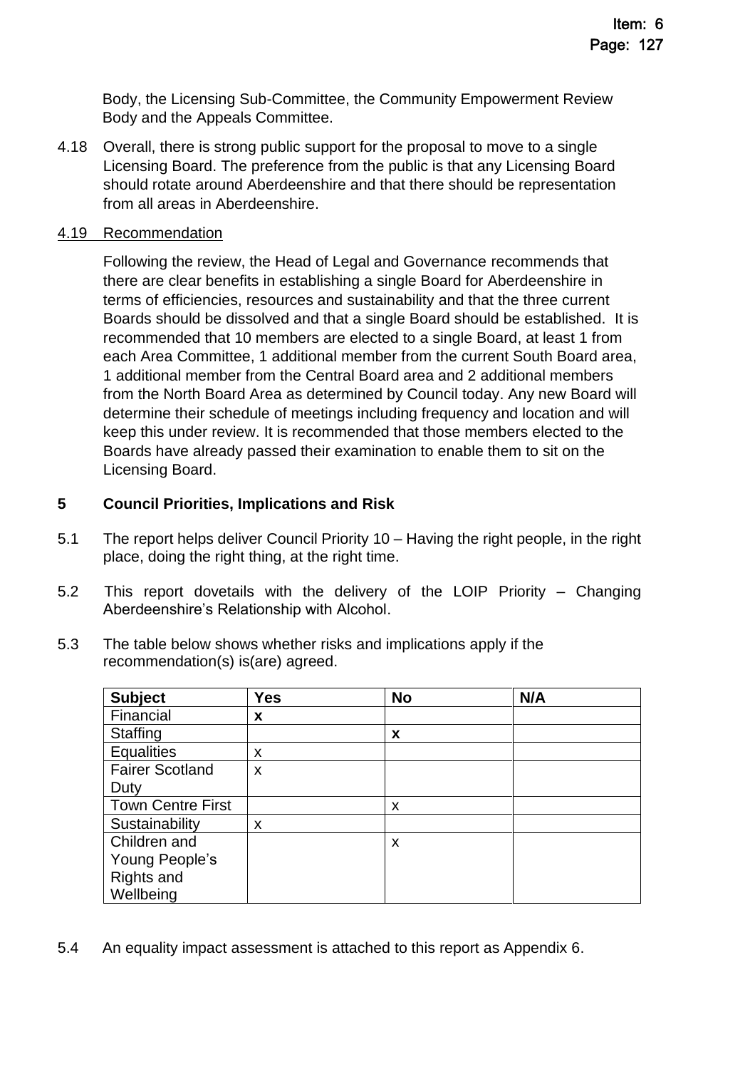Body, the Licensing Sub-Committee, the Community Empowerment Review Body and the Appeals Committee.

4.18 Overall, there is strong public support for the proposal to move to a single Licensing Board. The preference from the public is that any Licensing Board should rotate around Aberdeenshire and that there should be representation from all areas in Aberdeenshire.

4.19 Recommendation

Following the review, the Head of Legal and Governance recommends that there are clear benefits in establishing a single Board for Aberdeenshire in terms of efficiencies, resources and sustainability and that the three current Boards should be dissolved and that a single Board should be established. It is recommended that 10 members are elected to a single Board, at least 1 from each Area Committee, 1 additional member from the current South Board area, 1 additional member from the Central Board area and 2 additional members from the North Board Area as determined by Council today. Any new Board will determine their schedule of meetings including frequency and location and will keep this under review. It is recommended that those members elected to the Boards have already passed their examination to enable them to sit on the Licensing Board.

## 5 Council Priorities, Implications and Risk

5.1 The report helps deliver Council Priority 10 – Having the right people, in the right place, doing the right thing, at the right time.

5.2 This report dovetails with the delivery of the LOIP Priority – Changing Aberdeenshire's Relationship with Alcohol.

5.3 The table below shows whether risks and implications apply if the recommendation(s) is(are) agreed.

| Subject | Yes | No | N/A |
|---|---|---|---|
| Financial | **x** | | |
| Staffing | | **x** | |
| Equalities | x | | |
| Fairer Scotland Duty | x | | |
| Town Centre First | | x | |
| Sustainability | x | | |
| Children and Young People's Rights and Wellbeing | | x | |

5.4 An equality impact assessment is attached to this report as Appendix 6.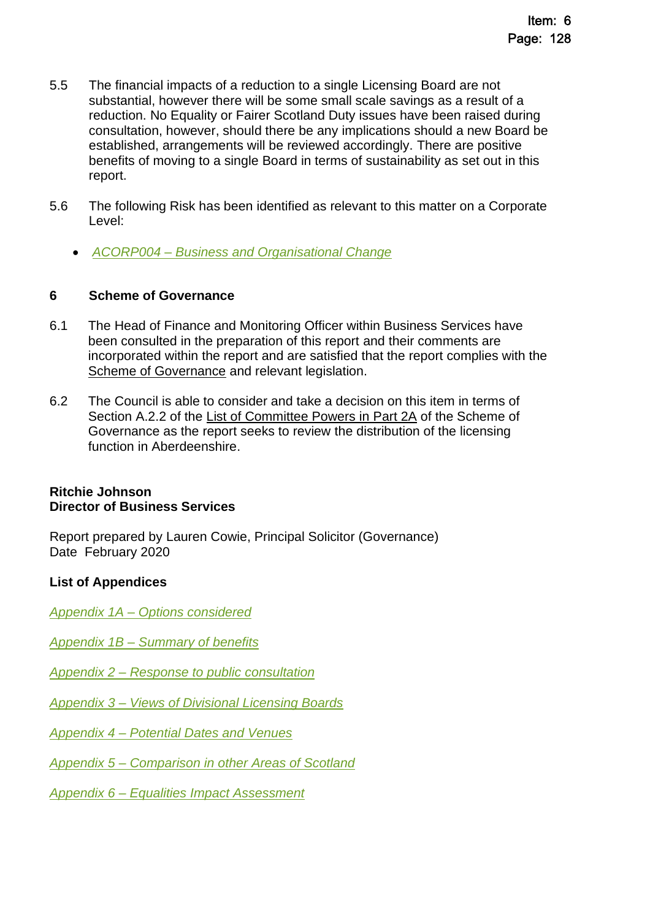5.5 The financial impacts of a reduction to a single Licensing Board are not substantial, however there will be some small scale savings as a result of a reduction. No Equality or Fairer Scotland Duty issues have been raised during consultation, however, should there be any implications should a new Board be established, arrangements will be reviewed accordingly. There are positive benefits of moving to a single Board in terms of sustainability as set out in this report.

5.6 The following Risk has been identified as relevant to this matter on a Corporate Level:

- *ACORP004 – Business and Organisational Change*

## 6 Scheme of Governance

6.1 The Head of Finance and Monitoring Officer within Business Services have been consulted in the preparation of this report and their comments are incorporated within the report and are satisfied that the report complies with the Scheme of Governance and relevant legislation.

6.2 The Council is able to consider and take a decision on this item in terms of Section A.2.2 of the List of Committee Powers in Part 2A of the Scheme of Governance as the report seeks to review the distribution of the licensing function in Aberdeenshire.

**Ritchie Johnson**
**Director of Business Services**

Report prepared by Lauren Cowie, Principal Solicitor (Governance)
Date February 2020

**List of Appendices**

*Appendix 1A – Options considered*

*Appendix 1B – Summary of benefits*

*Appendix 2 – Response to public consultation*

*Appendix 3 – Views of Divisional Licensing Boards*

*Appendix 4 – Potential Dates and Venues*

*Appendix 5 – Comparison in other Areas of Scotland*

*Appendix 6 – Equalities Impact Assessment*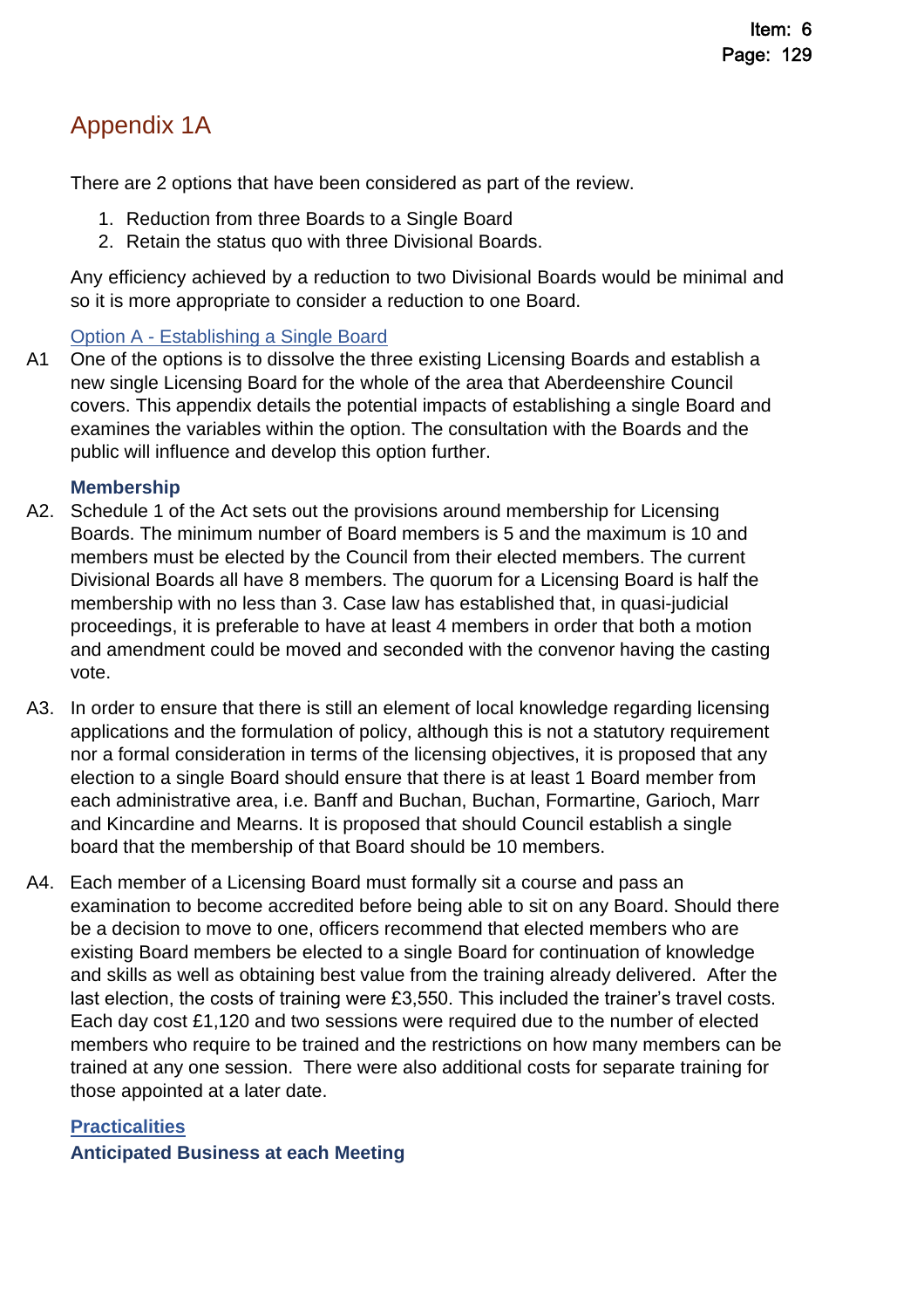# Appendix 1A

There are 2 options that have been considered as part of the review.

1. Reduction from three Boards to a Single Board
2. Retain the status quo with three Divisional Boards.

Any efficiency achieved by a reduction to two Divisional Boards would be minimal and so it is more appropriate to consider a reduction to one Board.

## Option A - Establishing a Single Board

A1 One of the options is to dissolve the three existing Licensing Boards and establish a new single Licensing Board for the whole of the area that Aberdeenshire Council covers. This appendix details the potential impacts of establishing a single Board and examines the variables within the option. The consultation with the Boards and the public will influence and develop this option further.

### Membership

A2. Schedule 1 of the Act sets out the provisions around membership for Licensing Boards. The minimum number of Board members is 5 and the maximum is 10 and members must be elected by the Council from their elected members. The current Divisional Boards all have 8 members. The quorum for a Licensing Board is half the membership with no less than 3. Case law has established that, in quasi-judicial proceedings, it is preferable to have at least 4 members in order that both a motion and amendment could be moved and seconded with the convenor having the casting vote.

A3. In order to ensure that there is still an element of local knowledge regarding licensing applications and the formulation of policy, although this is not a statutory requirement nor a formal consideration in terms of the licensing objectives, it is proposed that any election to a single Board should ensure that there is at least 1 Board member from each administrative area, i.e. Banff and Buchan, Buchan, Formartine, Garioch, Marr and Kincardine and Mearns. It is proposed that should Council establish a single board that the membership of that Board should be 10 members.

A4. Each member of a Licensing Board must formally sit a course and pass an examination to become accredited before being able to sit on any Board. Should there be a decision to move to one, officers recommend that elected members who are existing Board members be elected to a single Board for continuation of knowledge and skills as well as obtaining best value from the training already delivered. After the last election, the costs of training were £3,550. This included the trainer's travel costs. Each day cost £1,120 and two sessions were required due to the number of elected members who require to be trained and the restrictions on how many members can be trained at any one session. There were also additional costs for separate training for those appointed at a later date.

### Practicalities

### Anticipated Business at each Meeting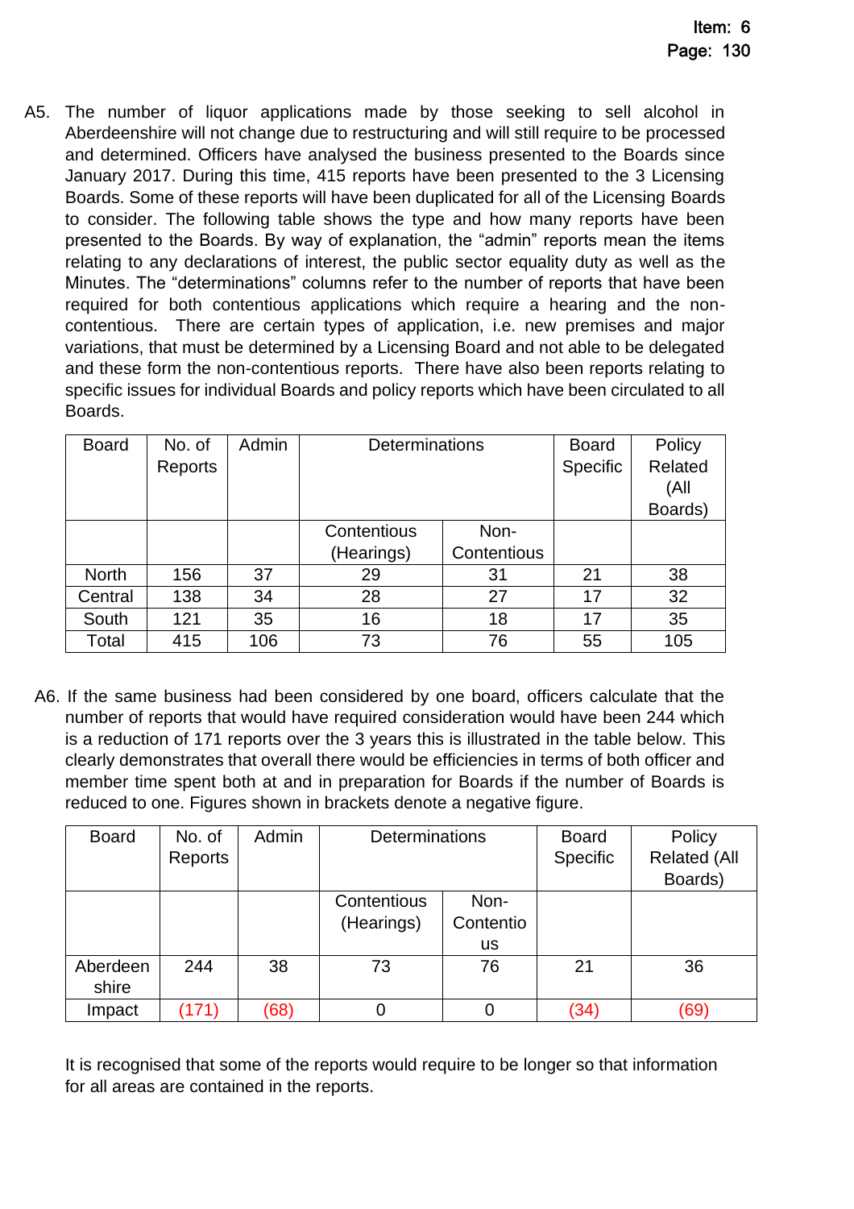A5. The number of liquor applications made by those seeking to sell alcohol in Aberdeenshire will not change due to restructuring and will still require to be processed and determined. Officers have analysed the business presented to the Boards since January 2017. During this time, 415 reports have been presented to the 3 Licensing Boards. Some of these reports will have been duplicated for all of the Licensing Boards to consider. The following table shows the type and how many reports have been presented to the Boards. By way of explanation, the "admin" reports mean the items relating to any declarations of interest, the public sector equality duty as well as the Minutes. The "determinations" columns refer to the number of reports that have been required for both contentious applications which require a hearing and the non-contentious. There are certain types of application, i.e. new premises and major variations, that must be determined by a Licensing Board and not able to be delegated and these form the non-contentious reports. There have also been reports relating to specific issues for individual Boards and policy reports which have been circulated to all Boards.

| Board | No. of Reports | Admin | Determinations | | Board Specific | Policy Related (All Boards) |
|---|---|---|---|---|---|---|
| | | | Contentious (Hearings) | Non-Contentious | | |
| North | 156 | 37 | 29 | 31 | 21 | 38 |
| Central | 138 | 34 | 28 | 27 | 17 | 32 |
| South | 121 | 35 | 16 | 18 | 17 | 35 |
| Total | 415 | 106 | 73 | 76 | 55 | 105 |

A6. If the same business had been considered by one board, officers calculate that the number of reports that would have required consideration would have been 244 which is a reduction of 171 reports over the 3 years this is illustrated in the table below. This clearly demonstrates that overall there would be efficiencies in terms of both officer and member time spent both at and in preparation for Boards if the number of Boards is reduced to one. Figures shown in brackets denote a negative figure.

| Board | No. of Reports | Admin | Determinations | | Board Specific | Policy Related (All Boards) |
|---|---|---|---|---|---|---|
| | | | Contentious (Hearings) | Non-Contentious | | |
| Aberdeenshire | 244 | 38 | 73 | 76 | 21 | 36 |
| Impact | (171) | (68) | 0 | 0 | (34) | (69) |

It is recognised that some of the reports would require to be longer so that information for all areas are contained in the reports.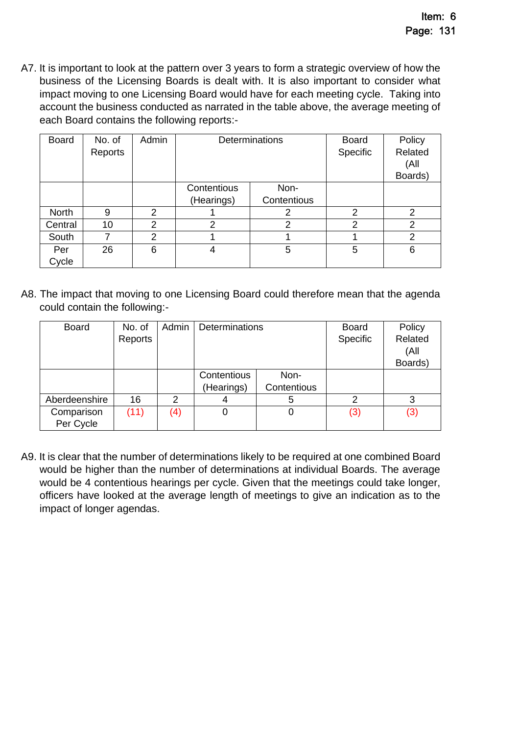A7. It is important to look at the pattern over 3 years to form a strategic overview of how the business of the Licensing Boards is dealt with. It is also important to consider what impact moving to one Licensing Board would have for each meeting cycle. Taking into account the business conducted as narrated in the table above, the average meeting of each Board contains the following reports:-

| Board | No. of Reports | Admin | Determinations | | Board Specific | Policy Related (All Boards) |
|---|---|---|---|---|---|---|
| | | | Contentious (Hearings) | Non-Contentious | | |
| North | 9 | 2 | 1 | 2 | 2 | 2 |
| Central | 10 | 2 | 2 | 2 | 2 | 2 |
| South | 7 | 2 | 1 | 1 | 1 | 2 |
| Per Cycle | 26 | 6 | 4 | 5 | 5 | 6 |

A8. The impact that moving to one Licensing Board could therefore mean that the agenda could contain the following:-

| Board | No. of Reports | Admin | Determinations | | Board Specific | Policy Related (All Boards) |
|---|---|---|---|---|---|---|
| | | | Contentious (Hearings) | Non-Contentious | | |
| Aberdeenshire | 16 | 2 | 4 | 5 | 2 | 3 |
| Comparison Per Cycle | (11) | (4) | 0 | 0 | (3) | (3) |

A9. It is clear that the number of determinations likely to be required at one combined Board would be higher than the number of determinations at individual Boards. The average would be 4 contentious hearings per cycle. Given that the meetings could take longer, officers have looked at the average length of meetings to give an indication as to the impact of longer agendas.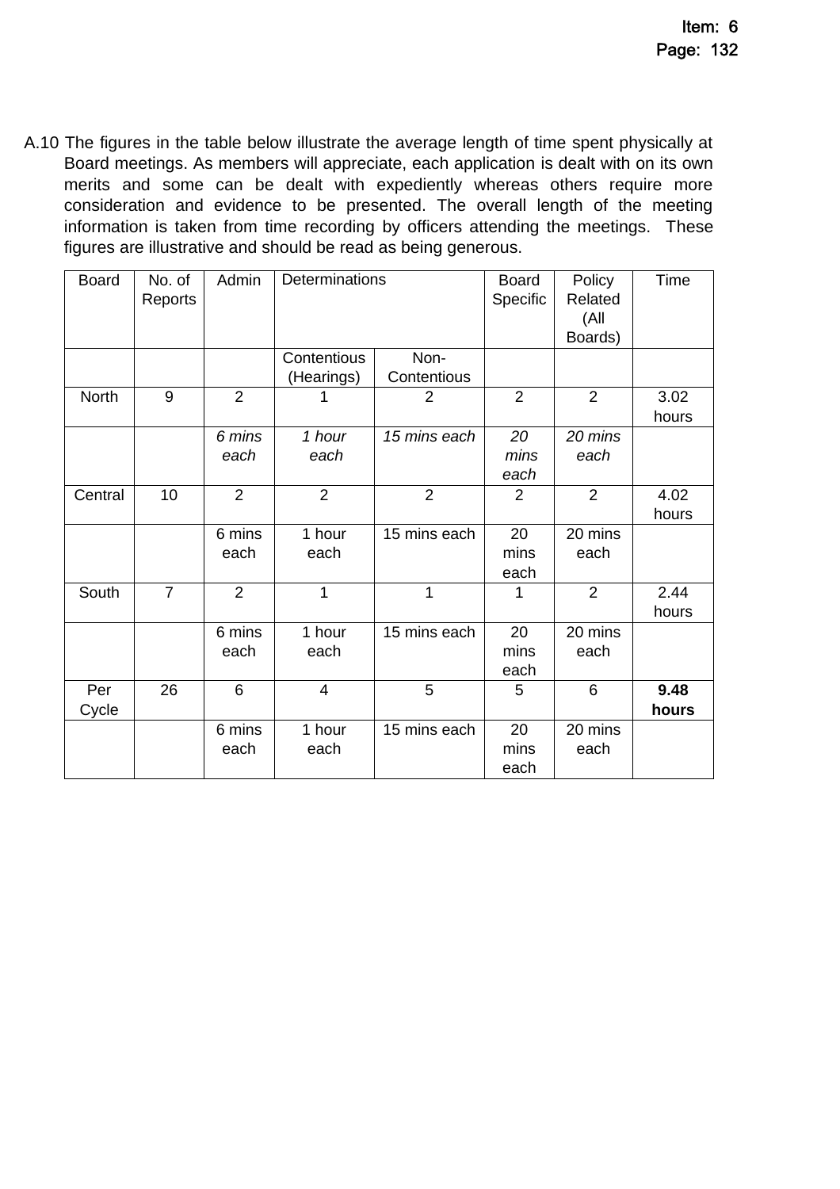A.10 The figures in the table below illustrate the average length of time spent physically at Board meetings. As members will appreciate, each application is dealt with on its own merits and some can be dealt with expediently whereas others require more consideration and evidence to be presented. The overall length of the meeting information is taken from time recording by officers attending the meetings. These figures are illustrative and should be read as being generous.

| Board | No. of Reports | Admin | Determinations | | Board Specific | Policy Related (All Boards) | Time |
|---|---|---|---|---|---|---|---|
| | | | Contentious (Hearings) | Non-Contentious | | | |
| North | 9 | 2 | 1 | 2 | 2 | 2 | 3.02 hours |
| | | *6 mins each* | *1 hour each* | *15 mins each* | *20 mins each* | *20 mins each* | |
| Central | 10 | 2 | 2 | 2 | 2 | 2 | 4.02 hours |
| | | 6 mins each | 1 hour each | 15 mins each | 20 mins each | 20 mins each | |
| South | 7 | 2 | 1 | 1 | 1 | 2 | 2.44 hours |
| | | 6 mins each | 1 hour each | 15 mins each | 20 mins each | 20 mins each | |
| Per Cycle | 26 | 6 | 4 | 5 | 5 | 6 | **9.48 hours** |
| | | 6 mins each | 1 hour each | 15 mins each | 20 mins each | 20 mins each | |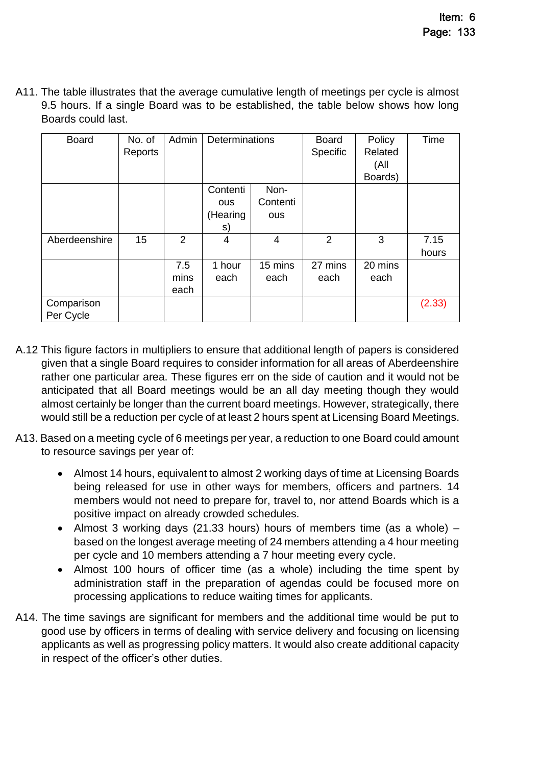A11. The table illustrates that the average cumulative length of meetings per cycle is almost 9.5 hours. If a single Board was to be established, the table below shows how long Boards could last.

| Board | No. of Reports | Admin | Determinations | | Board Specific | Policy Related (All Boards) | Time |
|---|---|---|---|---|---|---|---|
| | | | Contentious (Hearings) | Non-Contentious | | | |
| Aberdeenshire | 15 | 2 | 4 | 4 | 2 | 3 | 7.15 hours |
| | | 7.5 mins each | 1 hour each | 15 mins each | 27 mins each | 20 mins each | |
| Comparison Per Cycle | | | | | | | (2.33) |

A.12 This figure factors in multipliers to ensure that additional length of papers is considered given that a single Board requires to consider information for all areas of Aberdeenshire rather one particular area. These figures err on the side of caution and it would not be anticipated that all Board meetings would be an all day meeting though they would almost certainly be longer than the current board meetings. However, strategically, there would still be a reduction per cycle of at least 2 hours spent at Licensing Board Meetings.

A13. Based on a meeting cycle of 6 meetings per year, a reduction to one Board could amount to resource savings per year of:

- Almost 14 hours, equivalent to almost 2 working days of time at Licensing Boards being released for use in other ways for members, officers and partners. 14 members would not need to prepare for, travel to, nor attend Boards which is a positive impact on already crowded schedules.
- Almost 3 working days (21.33 hours) hours of members time (as a whole) – based on the longest average meeting of 24 members attending a 4 hour meeting per cycle and 10 members attending a 7 hour meeting every cycle.
- Almost 100 hours of officer time (as a whole) including the time spent by administration staff in the preparation of agendas could be focused more on processing applications to reduce waiting times for applicants.

A14. The time savings are significant for members and the additional time would be put to good use by officers in terms of dealing with service delivery and focusing on licensing applicants as well as progressing policy matters. It would also create additional capacity in respect of the officer's other duties.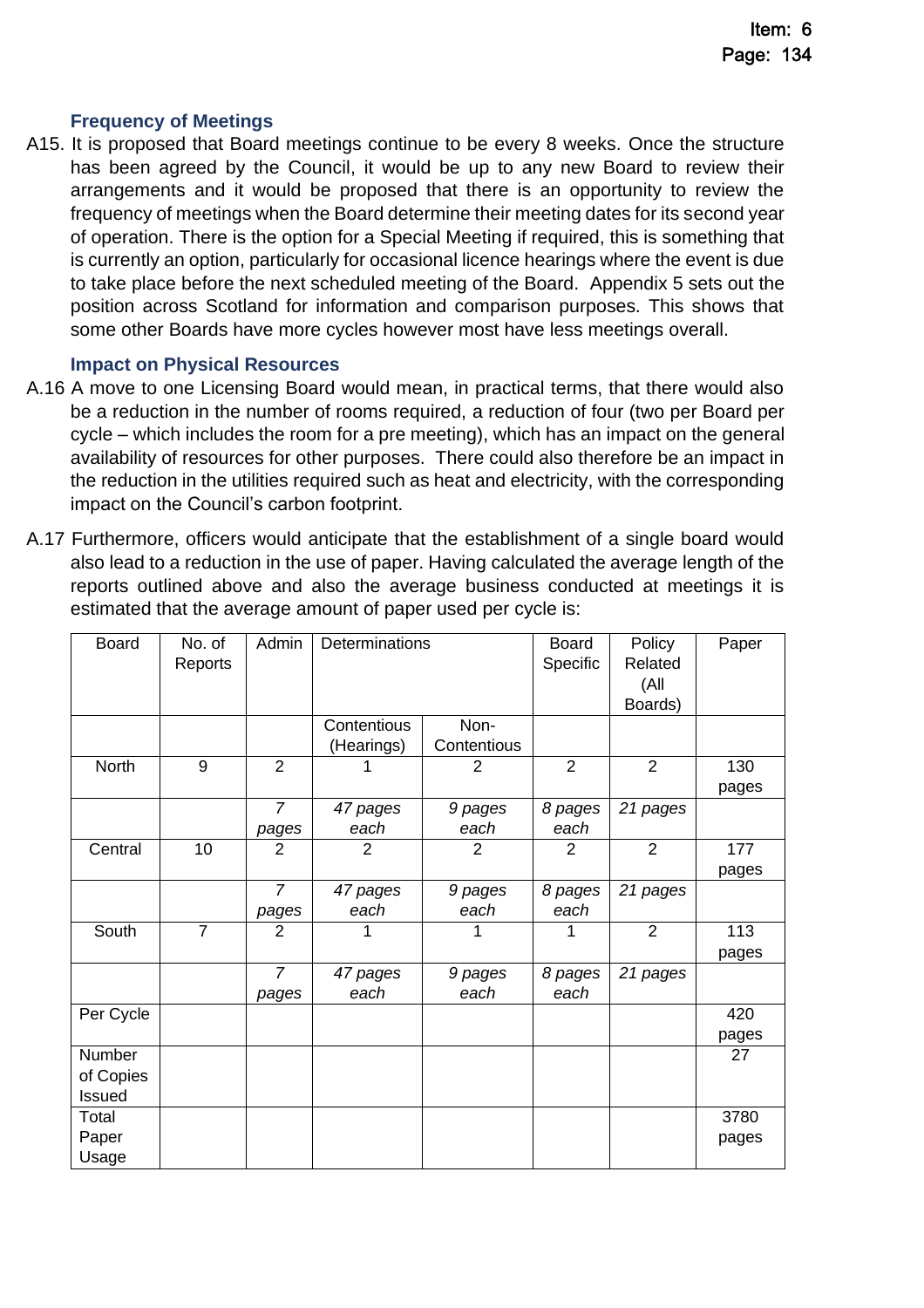### Frequency of Meetings

A15. It is proposed that Board meetings continue to be every 8 weeks. Once the structure has been agreed by the Council, it would be up to any new Board to review their arrangements and it would be proposed that there is an opportunity to review the frequency of meetings when the Board determine their meeting dates for its second year of operation. There is the option for a Special Meeting if required, this is something that is currently an option, particularly for occasional licence hearings where the event is due to take place before the next scheduled meeting of the Board. Appendix 5 sets out the position across Scotland for information and comparison purposes. This shows that some other Boards have more cycles however most have less meetings overall.

### Impact on Physical Resources

A.16 A move to one Licensing Board would mean, in practical terms, that there would also be a reduction in the number of rooms required, a reduction of four (two per Board per cycle – which includes the room for a pre meeting), which has an impact on the general availability of resources for other purposes. There could also therefore be an impact in the reduction in the utilities required such as heat and electricity, with the corresponding impact on the Council's carbon footprint.

A.17 Furthermore, officers would anticipate that the establishment of a single board would also lead to a reduction in the use of paper. Having calculated the average length of the reports outlined above and also the average business conducted at meetings it is estimated that the average amount of paper used per cycle is:

| Board | No. of Reports | Admin | Determinations | | Board Specific | Policy Related (All Boards) | Paper |
|---|---|---|---|---|---|---|---|
| | | | Contentious (Hearings) | Non-Contentious | | | |
| North | 9 | 2 | 1 | 2 | 2 | 2 | 130 pages |
| | | *7 pages* | *47 pages each* | *9 pages each* | *8 pages each* | *21 pages* | |
| Central | 10 | 2 | 2 | 2 | 2 | 2 | 177 pages |
| | | *7 pages* | *47 pages each* | *9 pages each* | *8 pages each* | *21 pages* | |
| South | 7 | 2 | 1 | 1 | 1 | 2 | 113 pages |
| | | *7 pages* | *47 pages each* | *9 pages each* | *8 pages each* | *21 pages* | |
| Per Cycle | | | | | | | 420 pages |
| Number of Copies Issued | | | | | | | 27 |
| Total Paper Usage | | | | | | | 3780 pages |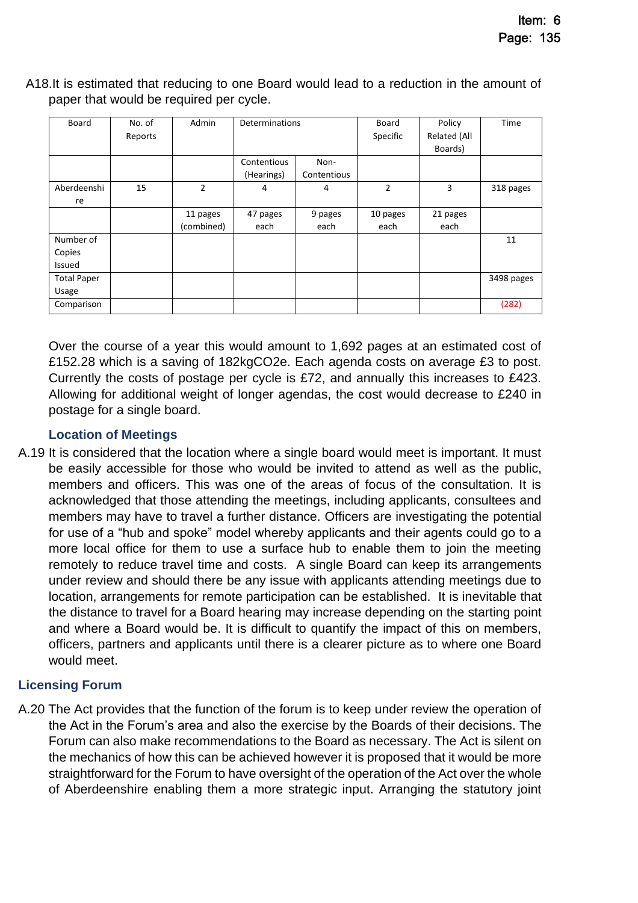A18.It is estimated that reducing to one Board would lead to a reduction in the amount of paper that would be required per cycle.

| Board | No. of Reports | Admin | Determinations | | Board Specific | Policy Related (All Boards) | Time |
|---|---|---|---|---|---|---|---|
| | | | Contentious (Hearings) | Non-Contentious | | | |
| Aberdeenshire | 15 | 2 | 4 | 4 | 2 | 3 | 318 pages |
| | | 11 pages (combined) | 47 pages each | 9 pages each | 10 pages each | 21 pages each | |
| Number of Copies Issued | | | | | | | 11 |
| Total Paper Usage | | | | | | | 3498 pages |
| Comparison | | | | | | | (282) |

Over the course of a year this would amount to 1,692 pages at an estimated cost of £152.28 which is a saving of 182kgCO2e. Each agenda costs on average £3 to post. Currently the costs of postage per cycle is £72, and annually this increases to £423. Allowing for additional weight of longer agendas, the cost would decrease to £240 in postage for a single board.

### Location of Meetings

A.19 It is considered that the location where a single board would meet is important. It must be easily accessible for those who would be invited to attend as well as the public, members and officers. This was one of the areas of focus of the consultation. It is acknowledged that those attending the meetings, including applicants, consultees and members may have to travel a further distance. Officers are investigating the potential for use of a "hub and spoke" model whereby applicants and their agents could go to a more local office for them to use a surface hub to enable them to join the meeting remotely to reduce travel time and costs. A single Board can keep its arrangements under review and should there be any issue with applicants attending meetings due to location, arrangements for remote participation can be established. It is inevitable that the distance to travel for a Board hearing may increase depending on the starting point and where a Board would be. It is difficult to quantify the impact of this on members, officers, partners and applicants until there is a clearer picture as to where one Board would meet.

## Licensing Forum

A.20 The Act provides that the function of the forum is to keep under review the operation of the Act in the Forum's area and also the exercise by the Boards of their decisions. The Forum can also make recommendations to the Board as necessary. The Act is silent on the mechanics of how this can be achieved however it is proposed that it would be more straightforward for the Forum to have oversight of the operation of the Act over the whole of Aberdeenshire enabling them a more strategic input. Arranging the statutory joint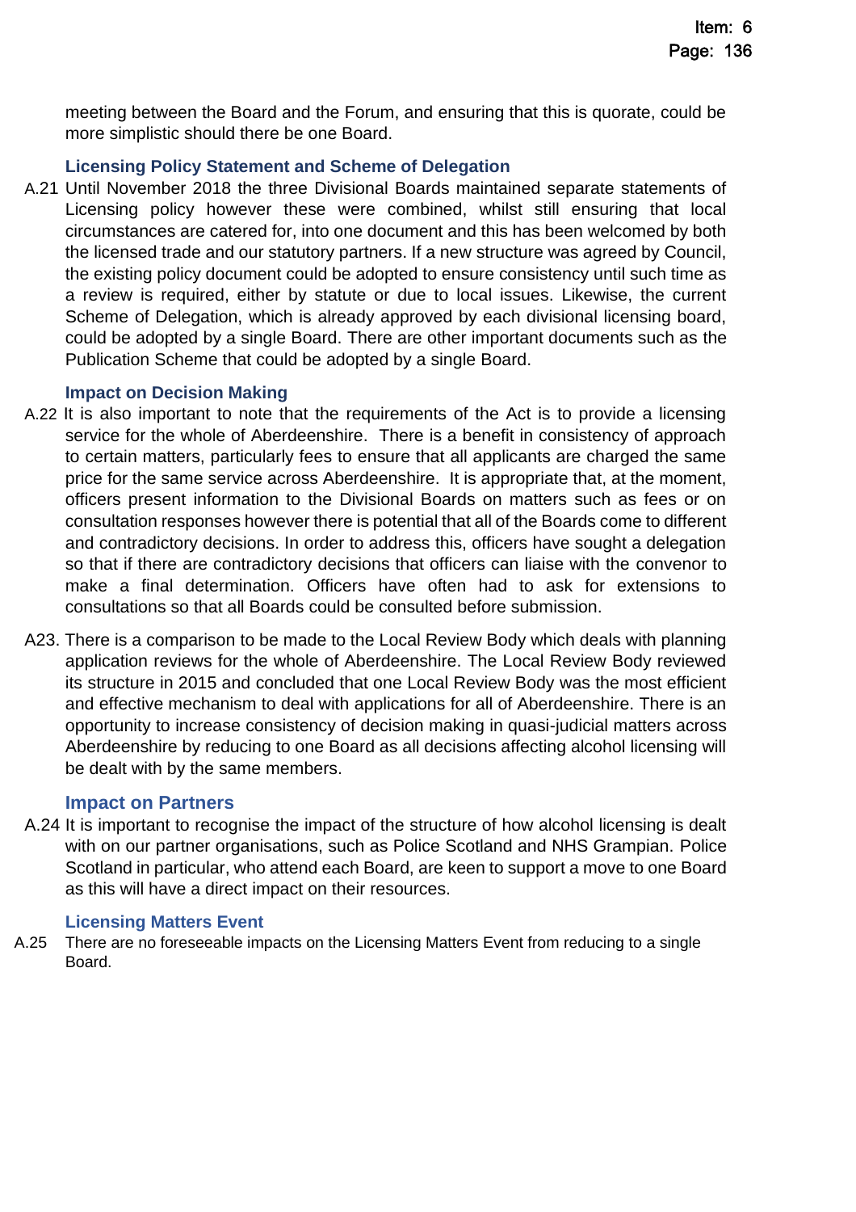meeting between the Board and the Forum, and ensuring that this is quorate, could be more simplistic should there be one Board.

### Licensing Policy Statement and Scheme of Delegation

A.21 Until November 2018 the three Divisional Boards maintained separate statements of Licensing policy however these were combined, whilst still ensuring that local circumstances are catered for, into one document and this has been welcomed by both the licensed trade and our statutory partners. If a new structure was agreed by Council, the existing policy document could be adopted to ensure consistency until such time as a review is required, either by statute or due to local issues. Likewise, the current Scheme of Delegation, which is already approved by each divisional licensing board, could be adopted by a single Board. There are other important documents such as the Publication Scheme that could be adopted by a single Board.

### Impact on Decision Making

A.22 It is also important to note that the requirements of the Act is to provide a licensing service for the whole of Aberdeenshire. There is a benefit in consistency of approach to certain matters, particularly fees to ensure that all applicants are charged the same price for the same service across Aberdeenshire. It is appropriate that, at the moment, officers present information to the Divisional Boards on matters such as fees or on consultation responses however there is potential that all of the Boards come to different and contradictory decisions. In order to address this, officers have sought a delegation so that if there are contradictory decisions that officers can liaise with the convenor to make a final determination. Officers have often had to ask for extensions to consultations so that all Boards could be consulted before submission.

A23. There is a comparison to be made to the Local Review Body which deals with planning application reviews for the whole of Aberdeenshire. The Local Review Body reviewed its structure in 2015 and concluded that one Local Review Body was the most efficient and effective mechanism to deal with applications for all of Aberdeenshire. There is an opportunity to increase consistency of decision making in quasi-judicial matters across Aberdeenshire by reducing to one Board as all decisions affecting alcohol licensing will be dealt with by the same members.

### Impact on Partners

A.24 It is important to recognise the impact of the structure of how alcohol licensing is dealt with on our partner organisations, such as Police Scotland and NHS Grampian. Police Scotland in particular, who attend each Board, are keen to support a move to one Board as this will have a direct impact on their resources.

### Licensing Matters Event

A.25 There are no foreseeable impacts on the Licensing Matters Event from reducing to a single Board.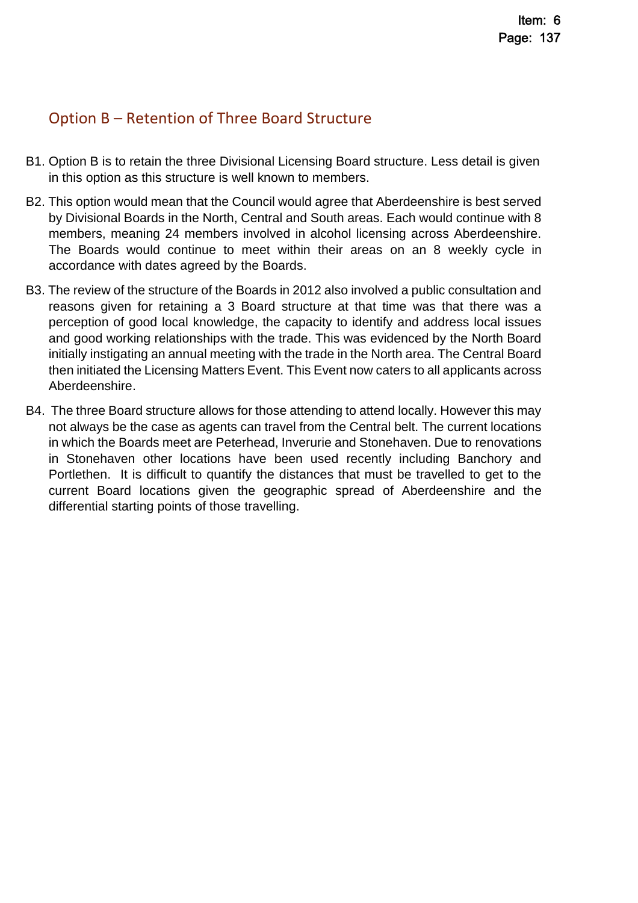## Option B – Retention of Three Board Structure

B1. Option B is to retain the three Divisional Licensing Board structure. Less detail is given in this option as this structure is well known to members.

B2. This option would mean that the Council would agree that Aberdeenshire is best served by Divisional Boards in the North, Central and South areas. Each would continue with 8 members, meaning 24 members involved in alcohol licensing across Aberdeenshire. The Boards would continue to meet within their areas on an 8 weekly cycle in accordance with dates agreed by the Boards.

B3. The review of the structure of the Boards in 2012 also involved a public consultation and reasons given for retaining a 3 Board structure at that time was that there was a perception of good local knowledge, the capacity to identify and address local issues and good working relationships with the trade. This was evidenced by the North Board initially instigating an annual meeting with the trade in the North area. The Central Board then initiated the Licensing Matters Event. This Event now caters to all applicants across Aberdeenshire.

B4. The three Board structure allows for those attending to attend locally. However this may not always be the case as agents can travel from the Central belt. The current locations in which the Boards meet are Peterhead, Inverurie and Stonehaven. Due to renovations in Stonehaven other locations have been used recently including Banchory and Portlethen. It is difficult to quantify the distances that must be travelled to get to the current Board locations given the geographic spread of Aberdeenshire and the differential starting points of those travelling.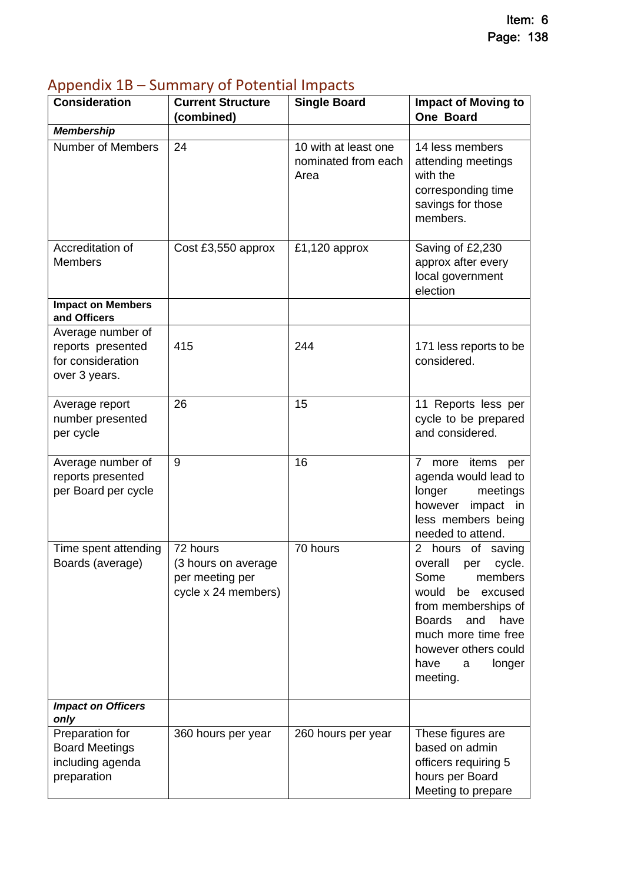## Appendix 1B – Summary of Potential Impacts

| Consideration | Current Structure (combined) | Single Board | Impact of Moving to One Board |
|---|---|---|---|
| ***Membership*** | | | |
| Number of Members | 24 | 10 with at least one nominated from each Area | 14 less members attending meetings with the corresponding time savings for those members. |
| Accreditation of Members | Cost £3,550 approx | £1,120 approx | Saving of £2,230 approx after every local government election |
| **Impact on Members and Officers** | | | |
| Average number of reports presented for consideration over 3 years. | 415 | 244 | 171 less reports to be considered. |
| Average report number presented per cycle | 26 | 15 | 11 Reports less per cycle to be prepared and considered. |
| Average number of reports presented per Board per cycle | 9 | 16 | 7 more items per agenda would lead to longer meetings however impact in less members being needed to attend. |
| Time spent attending Boards (average) | 72 hours (3 hours on average per meeting per cycle x 24 members) | 70 hours | 2 hours of saving overall per cycle. Some members would be excused from memberships of Boards and have much more time free however others could have a longer meeting. |
| ***Impact on Officers only*** | | | |
| Preparation for Board Meetings including agenda preparation | 360 hours per year | 260 hours per year | These figures are based on admin officers requiring 5 hours per Board Meeting to prepare |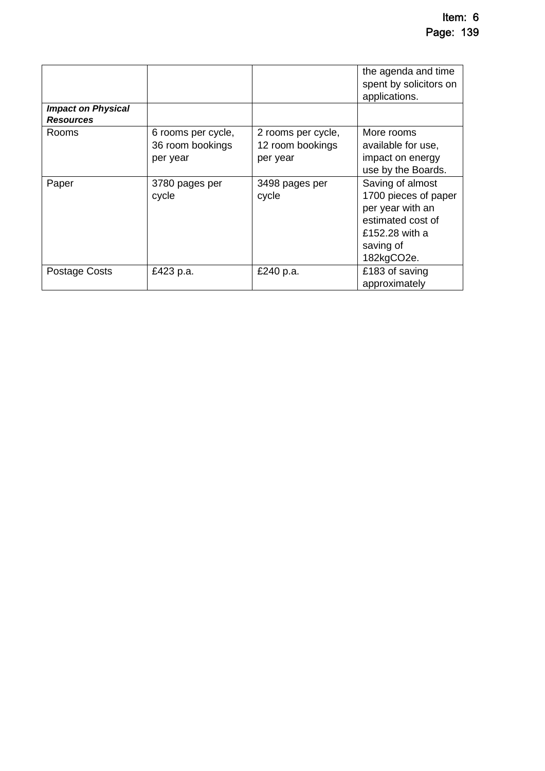| | | | |
|---|---|---|---|
| | | | the agenda and time spent by solicitors on applications. |
| ***Impact on Physical Resources*** | | | |
| Rooms | 6 rooms per cycle, 36 room bookings per year | 2 rooms per cycle, 12 room bookings per year | More rooms available for use, impact on energy use by the Boards. |
| Paper | 3780 pages per cycle | 3498 pages per cycle | Saving of almost 1700 pieces of paper per year with an estimated cost of £152.28 with a saving of 182kgCO2e. |
| Postage Costs | £423 p.a. | £240 p.a. | £183 of saving approximately |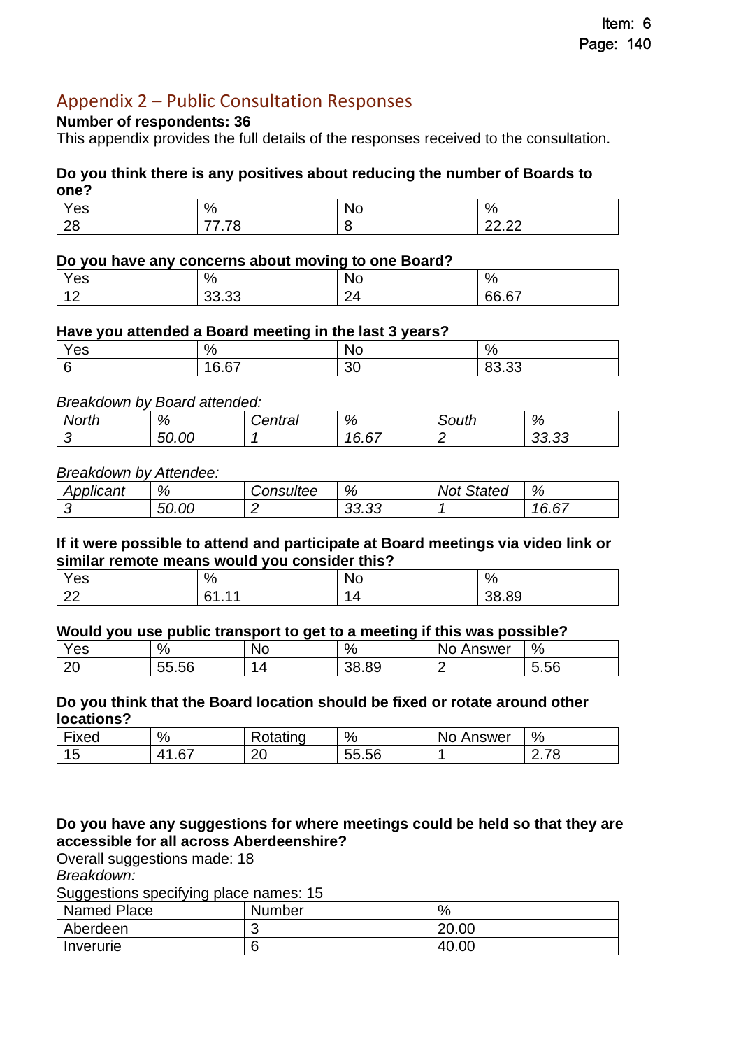## Appendix 2 – Public Consultation Responses

**Number of respondents: 36**

This appendix provides the full details of the responses received to the consultation.

**Do you think there is any positives about reducing the number of Boards to one?**

| Yes | % | No | % |
|---|---|---|---|
| 28 | 77.78 | 8 | 22.22 |

**Do you have any concerns about moving to one Board?**

| Yes | % | No | % |
|---|---|---|---|
| 12 | 33.33 | 24 | 66.67 |

**Have you attended a Board meeting in the last 3 years?**

| Yes | % | No | % |
|---|---|---|---|
| 6 | 16.67 | 30 | 83.33 |

*Breakdown by Board attended:*

| *North* | *%* | *Central* | *%* | *South* | *%* |
|---|---|---|---|---|---|
| *3* | *50.00* | *1* | *16.67* | *2* | *33.33* |

*Breakdown by Attendee:*

| *Applicant* | *%* | *Consultee* | *%* | *Not Stated* | *%* |
|---|---|---|---|---|---|
| *3* | *50.00* | *2* | *33.33* | *1* | *16.67* |

**If it were possible to attend and participate at Board meetings via video link or similar remote means would you consider this?**

| Yes | % | No | % |
|---|---|---|---|
| 22 | 61.11 | 14 | 38.89 |

**Would you use public transport to get to a meeting if this was possible?**

| Yes | % | No | % | No Answer | % |
|---|---|---|---|---|---|
| 20 | 55.56 | 14 | 38.89 | 2 | 5.56 |

**Do you think that the Board location should be fixed or rotate around other locations?**

| Fixed | % | Rotating | % | No Answer | % |
|---|---|---|---|---|---|
| 15 | 41.67 | 20 | 55.56 | 1 | 2.78 |

**Do you have any suggestions for where meetings could be held so that they are accessible for all across Aberdeenshire?**

Overall suggestions made: 18

*Breakdown:*

Suggestions specifying place names: 15

| Named Place | Number | % |
|---|---|---|
| Aberdeen | 3 | 20.00 |
| Inverurie | 6 | 40.00 |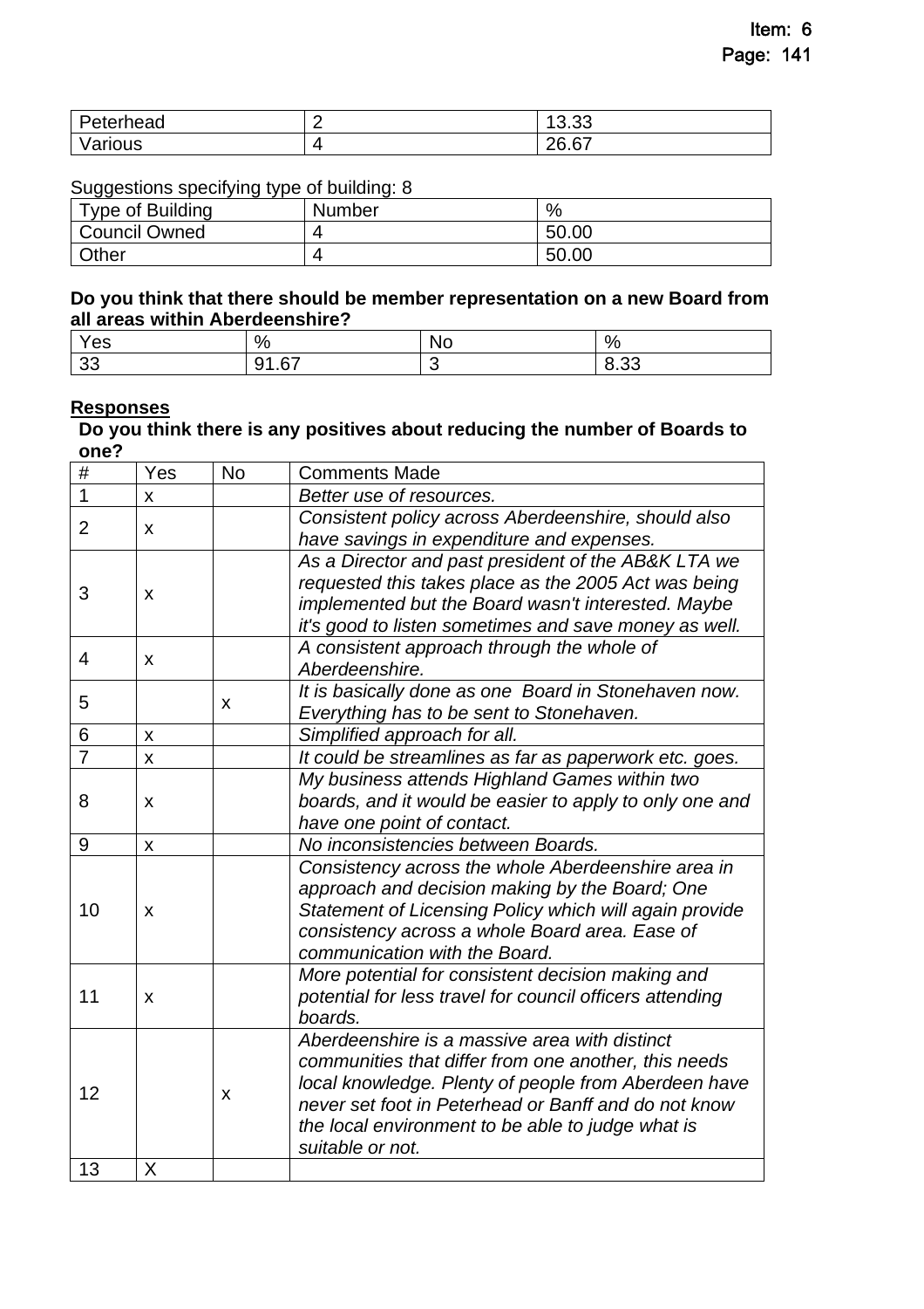| Peterhead | 2 | 13.33 |
|---|---|---|
| Various | 4 | 26.67 |

Suggestions specifying type of building: 8

| Type of Building | Number | % |
|---|---|---|
| Council Owned | 4 | 50.00 |
| Other | 4 | 50.00 |

**Do you think that there should be member representation on a new Board from all areas within Aberdeenshire?**

| Yes | % | No | % |
|---|---|---|---|
| 33 | 91.67 | 3 | 8.33 |

**Responses**

**Do you think there is any positives about reducing the number of Boards to one?**

| # | Yes | No | Comments Made |
|---|---|---|---|
| 1 | x | | *Better use of resources.* |
| 2 | x | | *Consistent policy across Aberdeenshire, should also have savings in expenditure and expenses.* |
| 3 | x | | *As a Director and past president of the AB&K LTA we requested this takes place as the 2005 Act was being implemented but the Board wasn't interested. Maybe it's good to listen sometimes and save money as well.* |
| 4 | x | | *A consistent approach through the whole of Aberdeenshire.* |
| 5 | | x | *It is basically done as one  Board in Stonehaven now. Everything has to be sent to Stonehaven.* |
| 6 | x | | *Simplified approach for all.* |
| 7 | x | | *It could be streamlines as far as paperwork etc. goes.* |
| 8 | x | | *My business attends Highland Games within two boards, and it would be easier to apply to only one and have one point of contact.* |
| 9 | x | | *No inconsistencies between Boards.* |
| 10 | x | | *Consistency across the whole Aberdeenshire area in approach and decision making by the Board; One Statement of Licensing Policy which will again provide consistency across a whole Board area. Ease of communication with the Board.* |
| 11 | x | | *More potential for consistent decision making and potential for less travel for council officers attending boards.* |
| 12 | | x | *Aberdeenshire is a massive area with distinct communities that differ from one another, this needs local knowledge. Plenty of people from Aberdeen have never set foot in Peterhead or Banff and do not know the local environment to be able to judge what is suitable or not.* |
| 13 | X | | |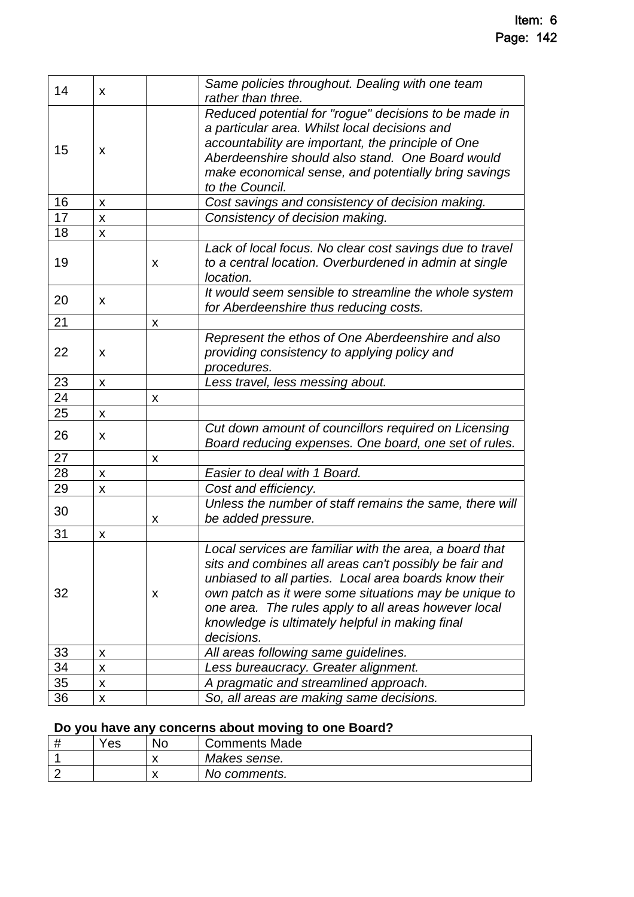| | | | |
|---|---|---|---|
| 14 | x | | *Same policies throughout. Dealing with one team rather than three.* |
| 15 | x | | *Reduced potential for "rogue" decisions to be made in a particular area. Whilst local decisions and accountability are important, the principle of One Aberdeenshire should also stand. One Board would make economical sense, and potentially bring savings to the Council.* |
| 16 | x | | *Cost savings and consistency of decision making.* |
| 17 | x | | *Consistency of decision making.* |
| 18 | x | | |
| 19 | | x | *Lack of local focus. No clear cost savings due to travel to a central location. Overburdened in admin at single location.* |
| 20 | x | | *It would seem sensible to streamline the whole system for Aberdeenshire thus reducing costs.* |
| 21 | | x | |
| 22 | x | | *Represent the ethos of One Aberdeenshire and also providing consistency to applying policy and procedures.* |
| 23 | x | | *Less travel, less messing about.* |
| 24 | | x | |
| 25 | x | | |
| 26 | x | | *Cut down amount of councillors required on Licensing Board reducing expenses. One board, one set of rules.* |
| 27 | | x | |
| 28 | x | | *Easier to deal with 1 Board.* |
| 29 | x | | *Cost and efficiency.* |
| 30 | | x | *Unless the number of staff remains the same, there will be added pressure.* |
| 31 | x | | |
| 32 | | x | *Local services are familiar with the area, a board that sits and combines all areas can't possibly be fair and unbiased to all parties. Local area boards know their own patch as it were some situations may be unique to one area. The rules apply to all areas however local knowledge is ultimately helpful in making final decisions.* |
| 33 | x | | *All areas following same guidelines.* |
| 34 | x | | *Less bureaucracy. Greater alignment.* |
| 35 | x | | *A pragmatic and streamlined approach.* |
| 36 | x | | *So, all areas are making same decisions.* |

**Do you have any concerns about moving to one Board?**

| # | Yes | No | Comments Made |
|---|---|---|---|
| 1 | | x | *Makes sense.* |
| 2 | | x | *No comments.* |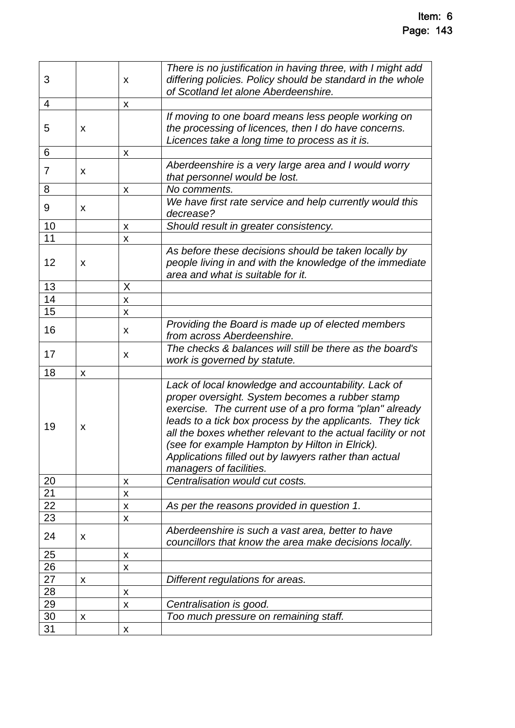| | | | |
|---|---|---|---|
| 3 | | x | *There is no justification in having three, with I might add differing policies. Policy should be standard in the whole of Scotland let alone Aberdeenshire.* |
| 4 | | x | |
| 5 | x | | *If moving to one board means less people working on the processing of licences, then I do have concerns. Licences take a long time to process as it is.* |
| 6 | | x | |
| 7 | x | | *Aberdeenshire is a very large area and I would worry that personnel would be lost.* |
| 8 | | x | *No comments.* |
| 9 | x | | *We have first rate service and help currently would this decrease?* |
| 10 | | x | *Should result in greater consistency.* |
| 11 | | x | |
| 12 | x | | *As before these decisions should be taken locally by people living in and with the knowledge of the immediate area and what is suitable for it.* |
| 13 | | X | |
| 14 | | x | |
| 15 | | x | |
| 16 | | x | *Providing the Board is made up of elected members from across Aberdeenshire.* |
| 17 | | x | *The checks & balances will still be there as the board's work is governed by statute.* |
| 18 | x | | |
| 19 | x | | *Lack of local knowledge and accountability. Lack of proper oversight. System becomes a rubber stamp exercise. The current use of a pro forma "plan" already leads to a tick box process by the applicants. They tick all the boxes whether relevant to the actual facility or not (see for example Hampton by Hilton in Elrick). Applications filled out by lawyers rather than actual managers of facilities.* |
| 20 | | x | *Centralisation would cut costs.* |
| 21 | | x | |
| 22 | | x | *As per the reasons provided in question 1.* |
| 23 | | x | |
| 24 | x | | *Aberdeenshire is such a vast area, better to have councillors that know the area make decisions locally.* |
| 25 | | x | |
| 26 | | x | |
| 27 | x | | *Different regulations for areas.* |
| 28 | | x | |
| 29 | | x | *Centralisation is good.* |
| 30 | x | | *Too much pressure on remaining staff.* |
| 31 | | x | |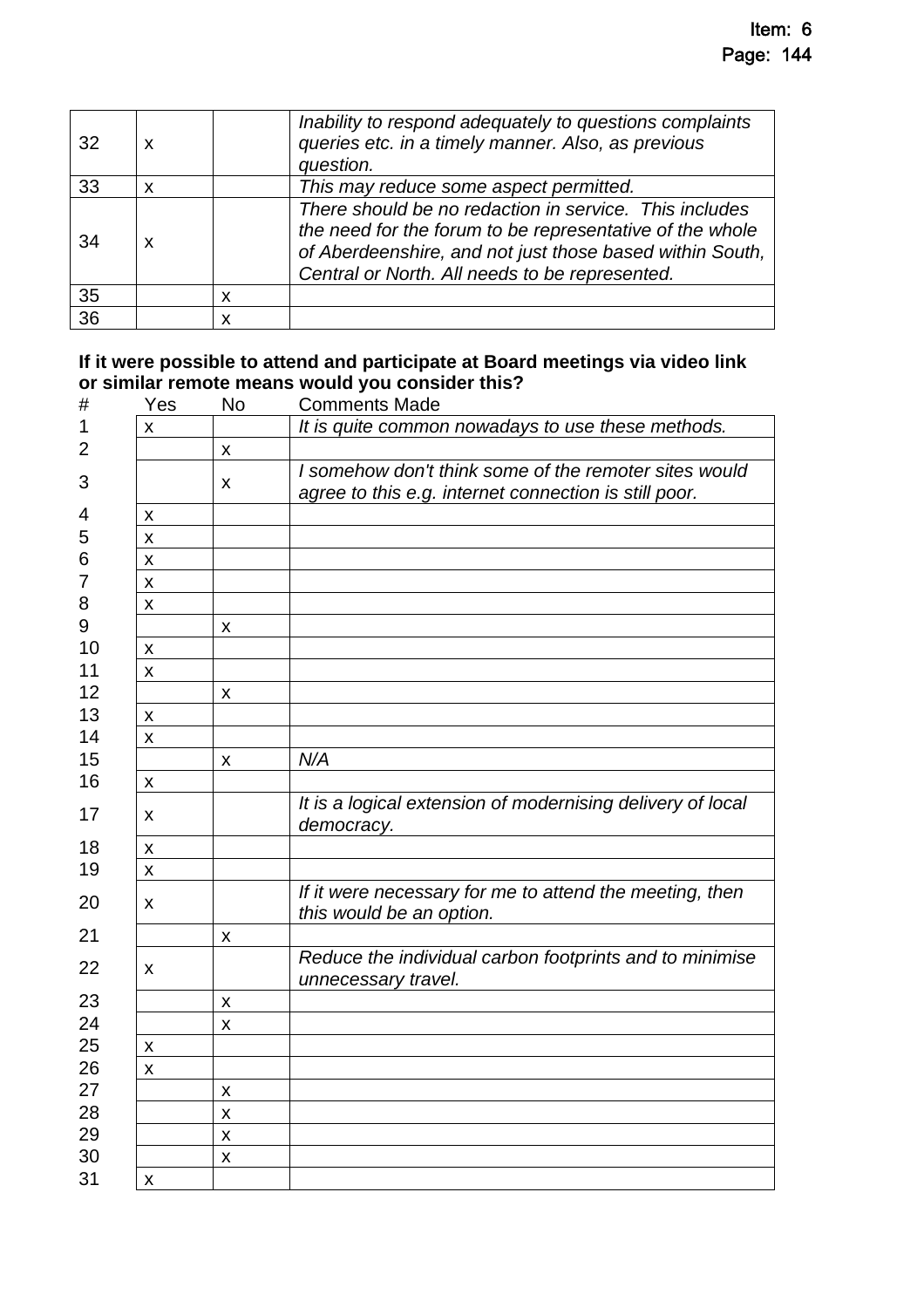| | | | |
|---|---|---|---|
| 32 | x | | *Inability to respond adequately to questions complaints queries etc. in a timely manner. Also, as previous question.* |
| 33 | x | | *This may reduce some aspect permitted.* |
| 34 | x | | *There should be no redaction in service. This includes the need for the forum to be representative of the whole of Aberdeenshire, and not just those based within South, Central or North. All needs to be represented.* |
| 35 | | x | |
| 36 | | x | |

**If it were possible to attend and participate at Board meetings via video link or similar remote means would you consider this?**

| # | Yes | No | Comments Made |
|---|---|---|---|
| 1 | x | | *It is quite common nowadays to use these methods.* |
| 2 | | x | |
| 3 | | x | *I somehow don't think some of the remoter sites would agree to this e.g. internet connection is still poor.* |
| 4 | x | | |
| 5 | x | | |
| 6 | x | | |
| 7 | x | | |
| 8 | x | | |
| 9 | | x | |
| 10 | x | | |
| 11 | x | | |
| 12 | | x | |
| 13 | x | | |
| 14 | x | | |
| 15 | | x | *N/A* |
| 16 | x | | |
| 17 | x | | *It is a logical extension of modernising delivery of local democracy.* |
| 18 | x | | |
| 19 | x | | |
| 20 | x | | *If it were necessary for me to attend the meeting, then this would be an option.* |
| 21 | | x | |
| 22 | x | | *Reduce the individual carbon footprints and to minimise unnecessary travel.* |
| 23 | | x | |
| 24 | | x | |
| 25 | x | | |
| 26 | x | | |
| 27 | | x | |
| 28 | | x | |
| 29 | | x | |
| 30 | | x | |
| 31 | x | | |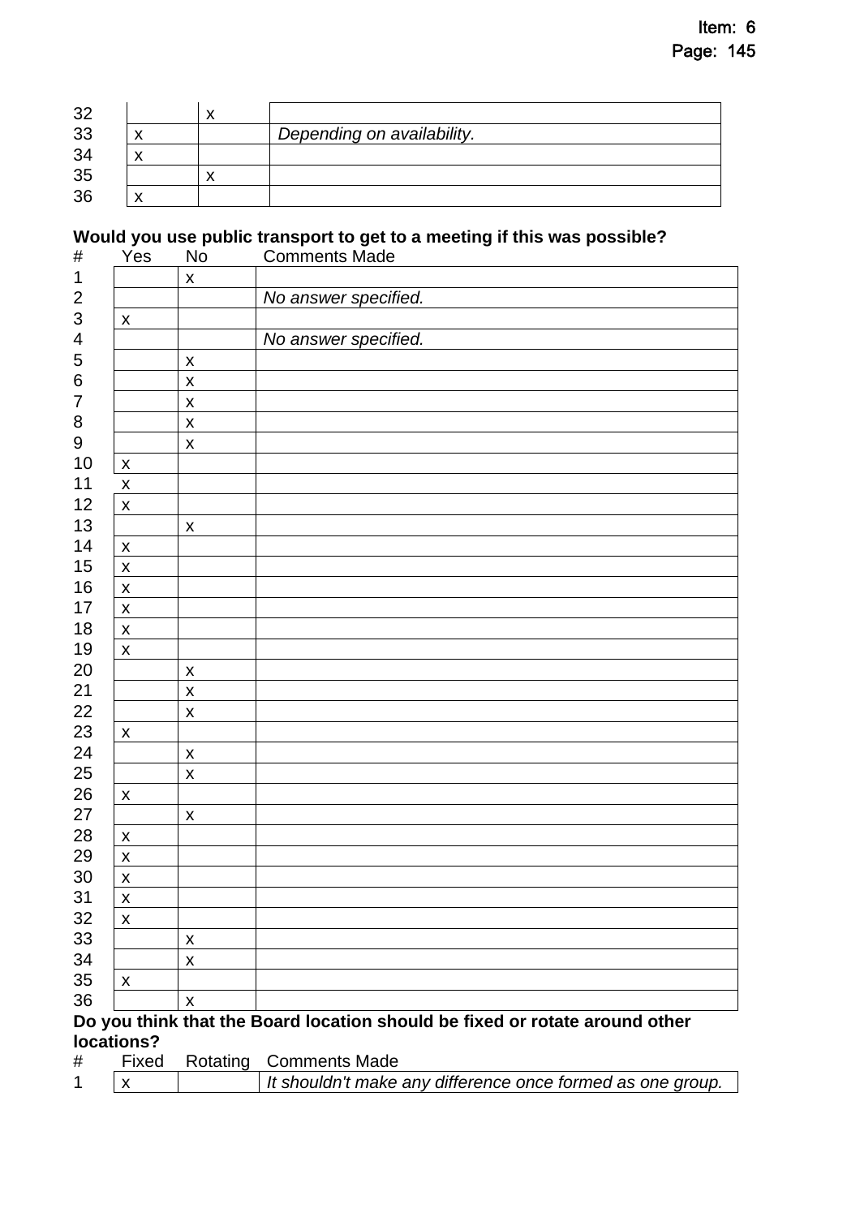| # | Yes | No | Comments Made |
|---|---|---|---|
| 32 | | x | |
| 33 | x | | *Depending on availability.* |
| 34 | x | | |
| 35 | | x | |
| 36 | x | | |

**Would you use public transport to get to a meeting if this was possible?**

| # | Yes | No | Comments Made |
|---|---|---|---|
| 1 | | x | |
| 2 | | | *No answer specified.* |
| 3 | x | | |
| 4 | | | *No answer specified.* |
| 5 | | x | |
| 6 | | x | |
| 7 | | x | |
| 8 | | x | |
| 9 | | x | |
| 10 | x | | |
| 11 | x | | |
| 12 | x | | |
| 13 | | x | |
| 14 | x | | |
| 15 | x | | |
| 16 | x | | |
| 17 | x | | |
| 18 | x | | |
| 19 | x | | |
| 20 | | x | |
| 21 | | x | |
| 22 | | x | |
| 23 | x | | |
| 24 | | x | |
| 25 | | x | |
| 26 | x | | |
| 27 | | x | |
| 28 | x | | |
| 29 | x | | |
| 30 | x | | |
| 31 | x | | |
| 32 | x | | |
| 33 | | x | |
| 34 | | x | |
| 35 | x | | |
| 36 | | x | |

**Do you think that the Board location should be fixed or rotate around other locations?**

| # | Fixed | Rotating | Comments Made |
|---|---|---|---|
| 1 | x | | *It shouldn't make any difference once formed as one group.* |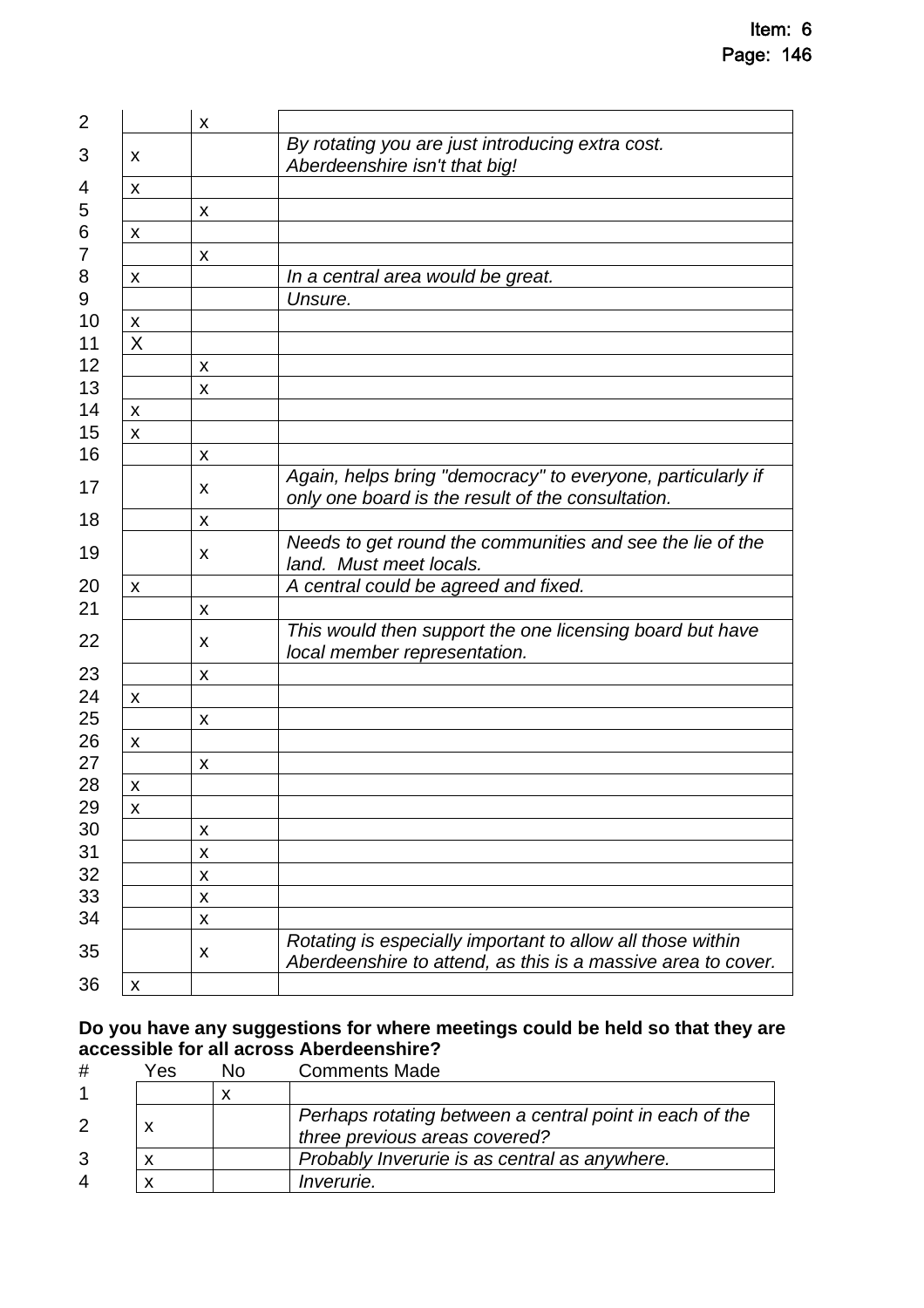| # | Yes | No | Comments Made |
|---|---|---|---|
| 2 | | x | |
| 3 | x | | *By rotating you are just introducing extra cost. Aberdeenshire isn't that big!* |
| 4 | x | | |
| 5 | | x | |
| 6 | x | | |
| 7 | | x | |
| 8 | x | | *In a central area would be great.* |
| 9 | | | *Unsure.* |
| 10 | x | | |
| 11 | X | | |
| 12 | | x | |
| 13 | | x | |
| 14 | x | | |
| 15 | x | | |
| 16 | | x | |
| 17 | | x | *Again, helps bring "democracy" to everyone, particularly if only one board is the result of the consultation.* |
| 18 | | x | |
| 19 | | x | *Needs to get round the communities and see the lie of the land. Must meet locals.* |
| 20 | x | | *A central could be agreed and fixed.* |
| 21 | | x | |
| 22 | | x | *This would then support the one licensing board but have local member representation.* |
| 23 | | x | |
| 24 | x | | |
| 25 | | x | |
| 26 | x | | |
| 27 | | x | |
| 28 | x | | |
| 29 | x | | |
| 30 | | x | |
| 31 | | x | |
| 32 | | x | |
| 33 | | x | |
| 34 | | x | |
| 35 | | x | *Rotating is especially important to allow all those within Aberdeenshire to attend, as this is a massive area to cover.* |
| 36 | x | | |

**Do you have any suggestions for where meetings could be held so that they are accessible for all across Aberdeenshire?**

| # | Yes | No | Comments Made |
|---|---|---|---|
| 1 | | x | |
| 2 | x | | *Perhaps rotating between a central point in each of the three previous areas covered?* |
| 3 | x | | *Probably Inverurie is as central as anywhere.* |
| 4 | x | | *Inverurie.* |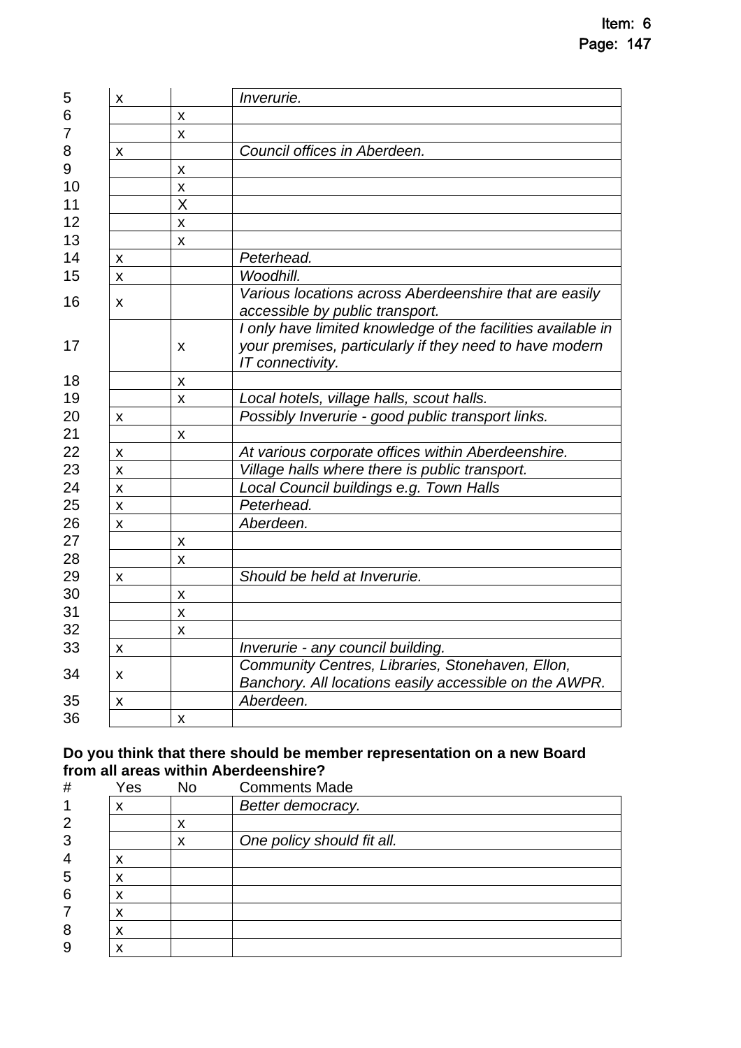| # | Yes | No | Comments Made |
|---|---|---|---|
| 5 | x | | *Inverurie.* |
| 6 | | x | |
| 7 | | x | |
| 8 | x | | *Council offices in Aberdeen.* |
| 9 | | x | |
| 10 | | x | |
| 11 | | X | |
| 12 | | x | |
| 13 | | x | |
| 14 | x | | *Peterhead.* |
| 15 | x | | *Woodhill.* |
| 16 | x | | *Various locations across Aberdeenshire that are easily accessible by public transport.* |
| 17 | | x | *I only have limited knowledge of the facilities available in your premises, particularly if they need to have modern IT connectivity.* |
| 18 | | x | |
| 19 | | x | *Local hotels, village halls, scout halls.* |
| 20 | x | | *Possibly Inverurie - good public transport links.* |
| 21 | | x | |
| 22 | x | | *At various corporate offices within Aberdeenshire.* |
| 23 | x | | *Village halls where there is public transport.* |
| 24 | x | | *Local Council buildings e.g. Town Halls* |
| 25 | x | | *Peterhead.* |
| 26 | x | | *Aberdeen.* |
| 27 | | x | |
| 28 | | x | |
| 29 | x | | *Should be held at Inverurie.* |
| 30 | | x | |
| 31 | | x | |
| 32 | | x | |
| 33 | x | | *Inverurie - any council building.* |
| 34 | x | | *Community Centres, Libraries, Stonehaven, Ellon, Banchory. All locations easily accessible on the AWPR.* |
| 35 | x | | *Aberdeen.* |
| 36 | | x | |

**Do you think that there should be member representation on a new Board from all areas within Aberdeenshire?**

| # | Yes | No | Comments Made |
|---|---|---|---|
| 1 | x | | *Better democracy.* |
| 2 | | x | |
| 3 | | x | *One policy should fit all.* |
| 4 | x | | |
| 5 | x | | |
| 6 | x | | |
| 7 | x | | |
| 8 | x | | |
| 9 | x | | |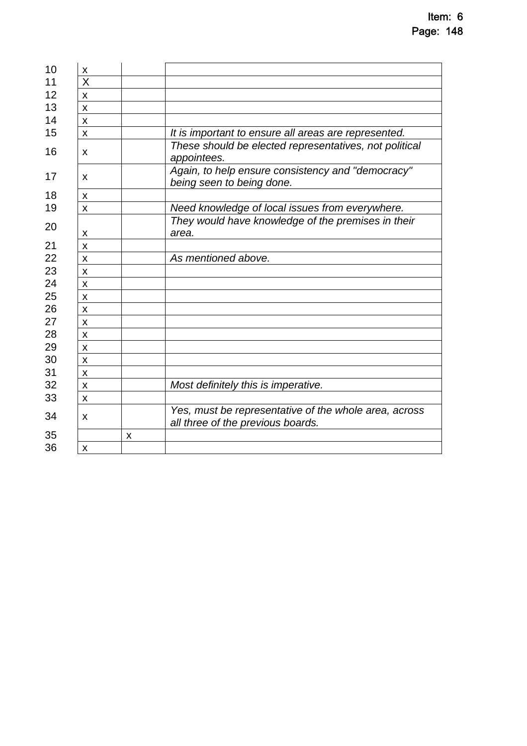| | | | |
|---|---|---|---|
| 10 | x | | |
| 11 | X | | |
| 12 | x | | |
| 13 | x | | |
| 14 | x | | |
| 15 | x | | *It is important to ensure all areas are represented.* |
| 16 | x | | *These should be elected representatives, not political appointees.* |
| 17 | x | | *Again, to help ensure consistency and "democracy" being seen to being done.* |
| 18 | x | | |
| 19 | x | | *Need knowledge of local issues from everywhere.* |
| 20 | x | | *They would have knowledge of the premises in their area.* |
| 21 | x | | |
| 22 | x | | *As mentioned above.* |
| 23 | x | | |
| 24 | x | | |
| 25 | x | | |
| 26 | x | | |
| 27 | x | | |
| 28 | x | | |
| 29 | x | | |
| 30 | x | | |
| 31 | x | | |
| 32 | x | | *Most definitely this is imperative.* |
| 33 | x | | |
| 34 | x | | *Yes, must be representative of the whole area, across all three of the previous boards.* |
| 35 | | x | |
| 36 | x | | |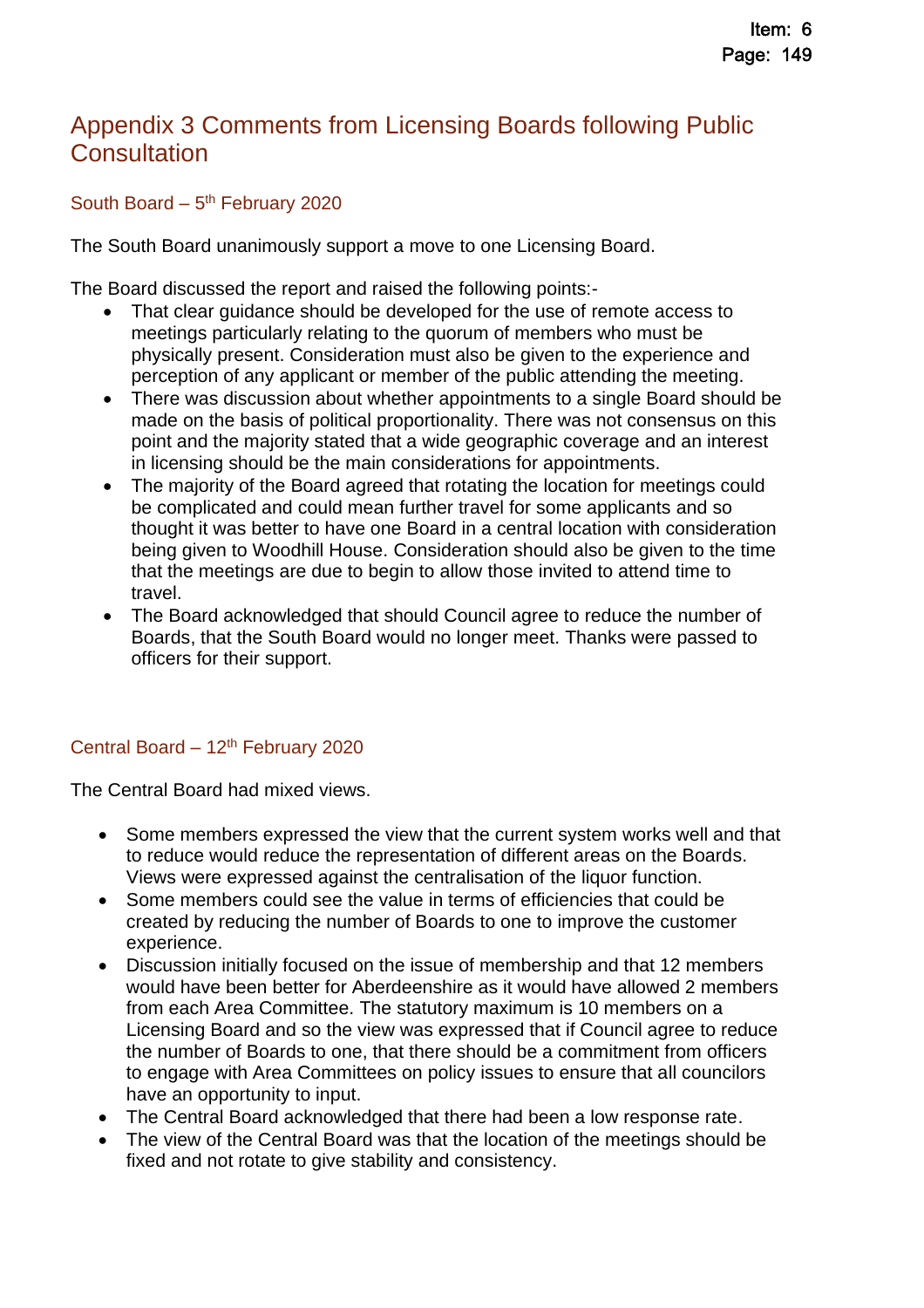# Appendix 3 Comments from Licensing Boards following Public Consultation

## South Board – 5th February 2020

The South Board unanimously support a move to one Licensing Board.

The Board discussed the report and raised the following points:-

- That clear guidance should be developed for the use of remote access to meetings particularly relating to the quorum of members who must be physically present. Consideration must also be given to the experience and perception of any applicant or member of the public attending the meeting.
- There was discussion about whether appointments to a single Board should be made on the basis of political proportionality. There was not consensus on this point and the majority stated that a wide geographic coverage and an interest in licensing should be the main considerations for appointments.
- The majority of the Board agreed that rotating the location for meetings could be complicated and could mean further travel for some applicants and so thought it was better to have one Board in a central location with consideration being given to Woodhill House. Consideration should also be given to the time that the meetings are due to begin to allow those invited to attend time to travel.
- The Board acknowledged that should Council agree to reduce the number of Boards, that the South Board would no longer meet. Thanks were passed to officers for their support.

## Central Board – 12th February 2020

The Central Board had mixed views.

- Some members expressed the view that the current system works well and that to reduce would reduce the representation of different areas on the Boards. Views were expressed against the centralisation of the liquor function.
- Some members could see the value in terms of efficiencies that could be created by reducing the number of Boards to one to improve the customer experience.
- Discussion initially focused on the issue of membership and that 12 members would have been better for Aberdeenshire as it would have allowed 2 members from each Area Committee. The statutory maximum is 10 members on a Licensing Board and so the view was expressed that if Council agree to reduce the number of Boards to one, that there should be a commitment from officers to engage with Area Committees on policy issues to ensure that all councilors have an opportunity to input.
- The Central Board acknowledged that there had been a low response rate.
- The view of the Central Board was that the location of the meetings should be fixed and not rotate to give stability and consistency.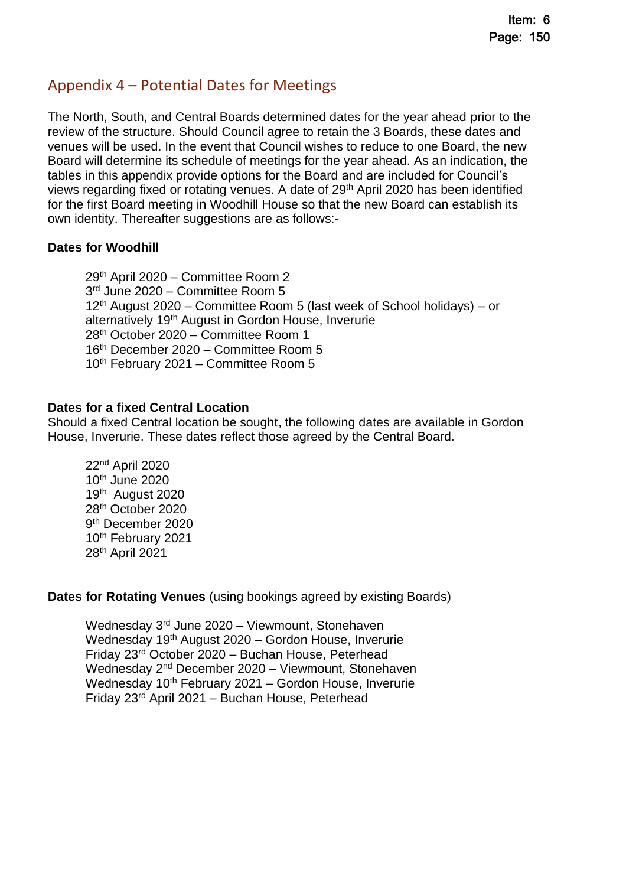## Appendix 4 – Potential Dates for Meetings

The North, South, and Central Boards determined dates for the year ahead prior to the review of the structure. Should Council agree to retain the 3 Boards, these dates and venues will be used. In the event that Council wishes to reduce to one Board, the new Board will determine its schedule of meetings for the year ahead. As an indication, the tables in this appendix provide options for the Board and are included for Council's views regarding fixed or rotating venues. A date of 29th April 2020 has been identified for the first Board meeting in Woodhill House so that the new Board can establish its own identity. Thereafter suggestions are as follows:-

**Dates for Woodhill**

29th April 2020 – Committee Room 2
3rd June 2020 – Committee Room 5
12th August 2020 – Committee Room 5 (last week of School holidays) – or alternatively 19th August in Gordon House, Inverurie
28th October 2020 – Committee Room 1
16th December 2020 – Committee Room 5
10th February 2021 – Committee Room 5

**Dates for a fixed Central Location**
Should a fixed Central location be sought, the following dates are available in Gordon House, Inverurie. These dates reflect those agreed by the Central Board.

22nd April 2020
10th June 2020
19th August 2020
28th October 2020
9th December 2020
10th February 2021
28th April 2021

**Dates for Rotating Venues** (using bookings agreed by existing Boards)

Wednesday 3rd June 2020 – Viewmount, Stonehaven
Wednesday 19th August 2020 – Gordon House, Inverurie
Friday 23rd October 2020 – Buchan House, Peterhead
Wednesday 2nd December 2020 – Viewmount, Stonehaven
Wednesday 10th February 2021 – Gordon House, Inverurie
Friday 23rd April 2021 – Buchan House, Peterhead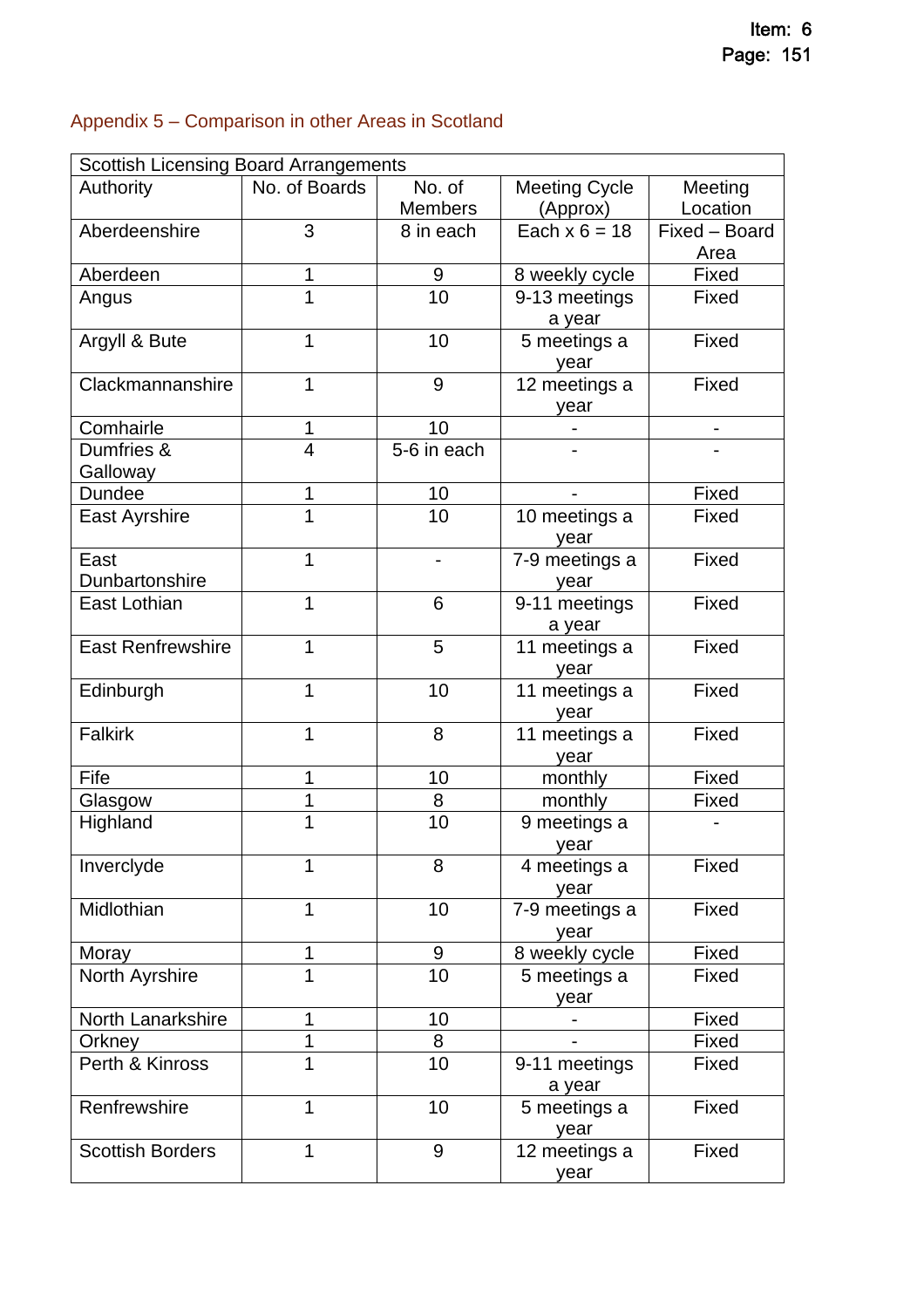## Appendix 5 – Comparison in other Areas in Scotland

| Scottish Licensing Board Arrangements | | | | |
|---|---|---|---|---|
| Authority | No. of Boards | No. of Members | Meeting Cycle (Approx) | Meeting Location |
| Aberdeenshire | 3 | 8 in each | Each x 6 = 18 | Fixed – Board Area |
| Aberdeen | 1 | 9 | 8 weekly cycle | Fixed |
| Angus | 1 | 10 | 9-13 meetings a year | Fixed |
| Argyll & Bute | 1 | 10 | 5 meetings a year | Fixed |
| Clackmannanshire | 1 | 9 | 12 meetings a year | Fixed |
| Comhairle | 1 | 10 | - | - |
| Dumfries & Galloway | 4 | 5-6 in each | - | - |
| Dundee | 1 | 10 | - | Fixed |
| East Ayrshire | 1 | 10 | 10 meetings a year | Fixed |
| East Dunbartonshire | 1 | - | 7-9 meetings a year | Fixed |
| East Lothian | 1 | 6 | 9-11 meetings a year | Fixed |
| East Renfrewshire | 1 | 5 | 11 meetings a year | Fixed |
| Edinburgh | 1 | 10 | 11 meetings a year | Fixed |
| Falkirk | 1 | 8 | 11 meetings a year | Fixed |
| Fife | 1 | 10 | monthly | Fixed |
| Glasgow | 1 | 8 | monthly | Fixed |
| Highland | 1 | 10 | 9 meetings a year | - |
| Inverclyde | 1 | 8 | 4 meetings a year | Fixed |
| Midlothian | 1 | 10 | 7-9 meetings a year | Fixed |
| Moray | 1 | 9 | 8 weekly cycle | Fixed |
| North Ayrshire | 1 | 10 | 5 meetings a year | Fixed |
| North Lanarkshire | 1 | 10 | - | Fixed |
| Orkney | 1 | 8 | - | Fixed |
| Perth & Kinross | 1 | 10 | 9-11 meetings a year | Fixed |
| Renfrewshire | 1 | 10 | 5 meetings a year | Fixed |
| Scottish Borders | 1 | 9 | 12 meetings a year | Fixed |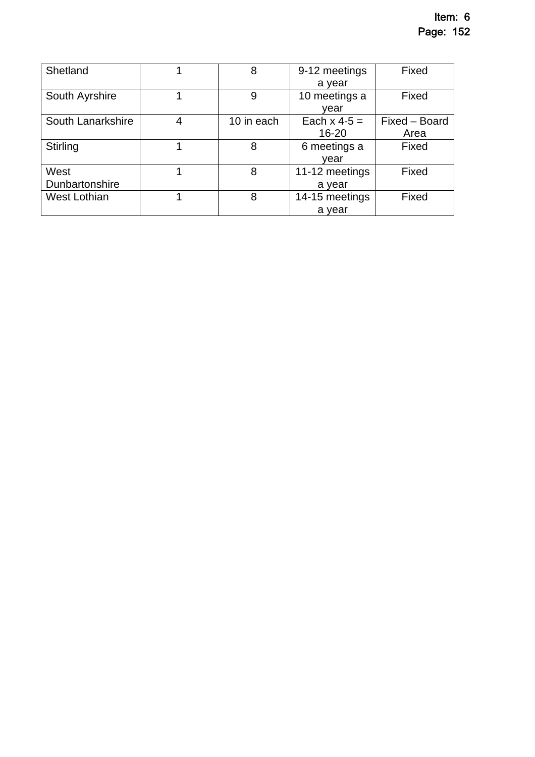| | | | | |
|---|---|---|---|---|
| Shetland | 1 | 8 | 9-12 meetings a year | Fixed |
| South Ayrshire | 1 | 9 | 10 meetings a year | Fixed |
| South Lanarkshire | 4 | 10 in each | Each x 4-5 = 16-20 | Fixed – Board Area |
| Stirling | 1 | 8 | 6 meetings a year | Fixed |
| West Dunbartonshire | 1 | 8 | 11-12 meetings a year | Fixed |
| West Lothian | 1 | 8 | 14-15 meetings a year | Fixed |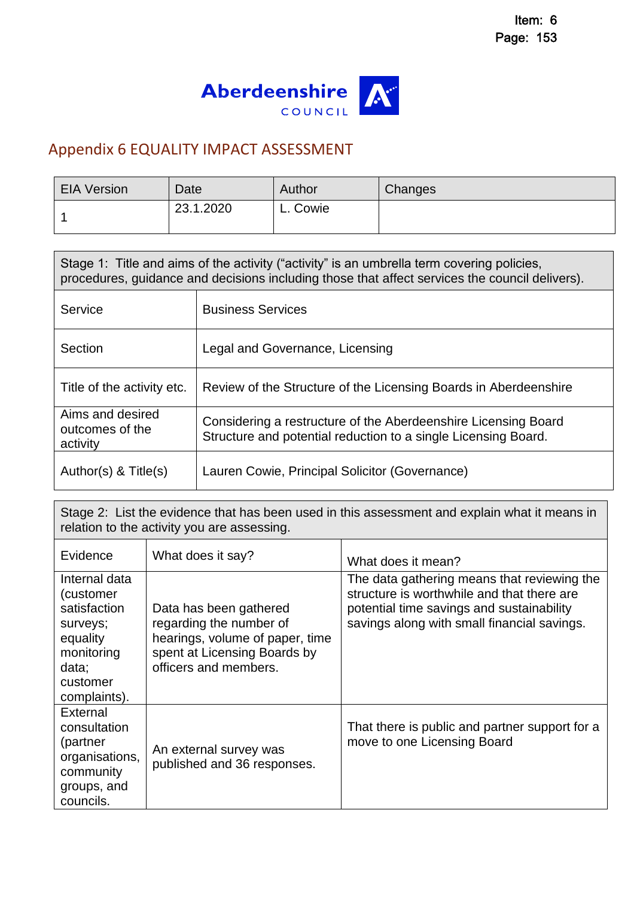Aberdeenshire COUNCIL

## Appendix 6 EQUALITY IMPACT ASSESSMENT

| EIA Version | Date | Author | Changes |
|---|---|---|---|
| 1 | 23.1.2020 | L. Cowie | |

| Stage 1: Title and aims of the activity ("activity" is an umbrella term covering policies, procedures, guidance and decisions including those that affect services the council delivers). | |
|---|---|
| Service | Business Services |
| Section | Legal and Governance, Licensing |
| Title of the activity etc. | Review of the Structure of the Licensing Boards in Aberdeenshire |
| Aims and desired outcomes of the activity | Considering a restructure of the Aberdeenshire Licensing Board Structure and potential reduction to a single Licensing Board. |
| Author(s) & Title(s) | Lauren Cowie, Principal Solicitor (Governance) |

| Stage 2: List the evidence that has been used in this assessment and explain what it means in relation to the activity you are assessing. | | |
|---|---|---|
| Evidence | What does it say? | What does it mean? |
| Internal data (customer satisfaction surveys; equality monitoring data; customer complaints). | Data has been gathered regarding the number of hearings, volume of paper, time spent at Licensing Boards by officers and members. | The data gathering means that reviewing the structure is worthwhile and that there are potential time savings and sustainability savings along with small financial savings. |
| External consultation (partner organisations, community groups, and councils. | An external survey was published and 36 responses. | That there is public and partner support for a move to one Licensing Board |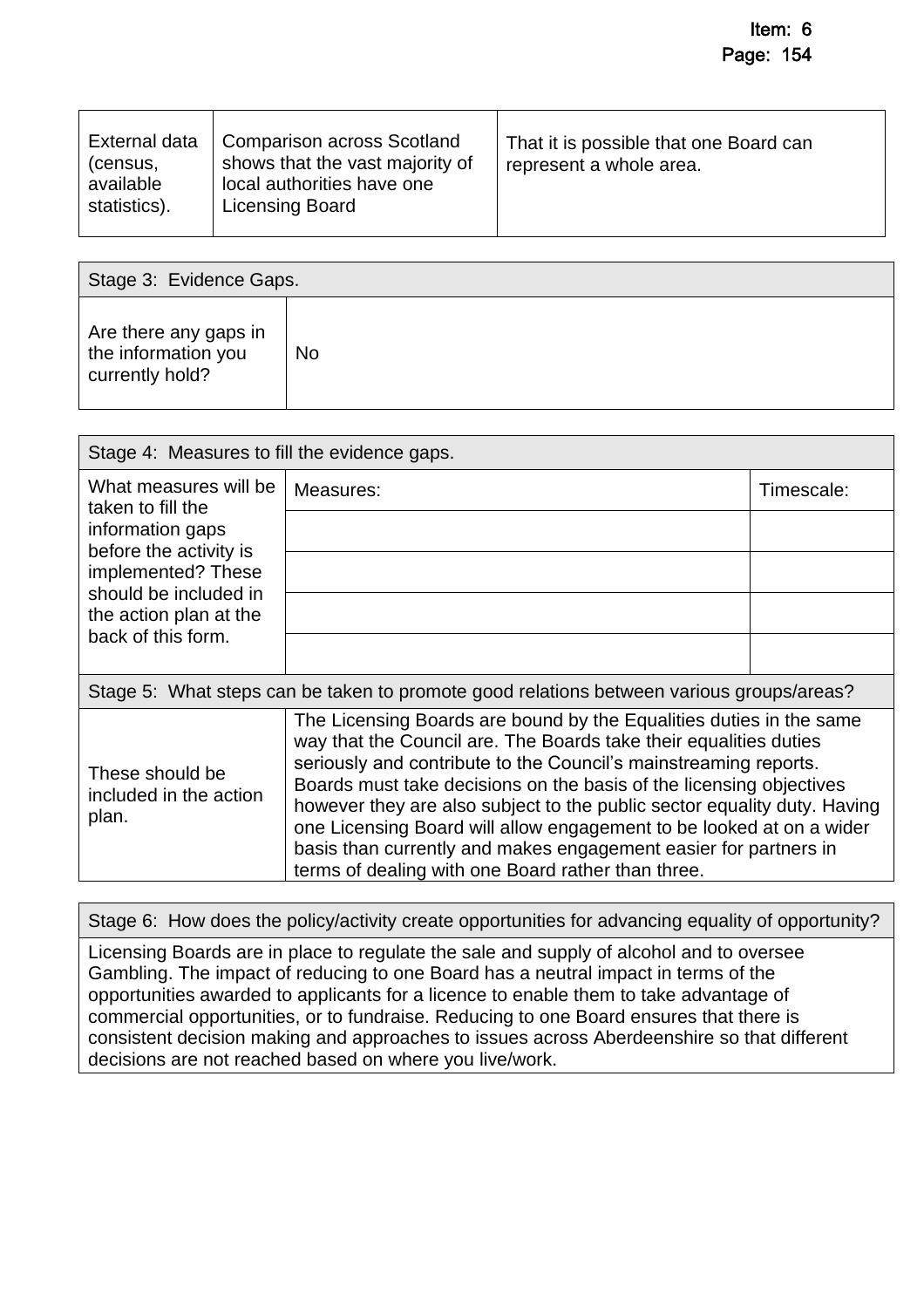| External data (census, available statistics). | Comparison across Scotland shows that the vast majority of local authorities have one Licensing Board | That it is possible that one Board can represent a whole area. |
|---|---|---|

| Stage 3: Evidence Gaps. | |
|---|---|
| Are there any gaps in the information you currently hold? | No |

| Stage 4: Measures to fill the evidence gaps. | | |
|---|---|---|
| What measures will be taken to fill the information gaps before the activity is implemented? These should be included in the action plan at the back of this form. | Measures: | Timescale: |
| | | |
| | | |
| | | |
| | | |
| **Stage 5: What steps can be taken to promote good relations between various groups/areas?** | | |
| These should be included in the action plan. | The Licensing Boards are bound by the Equalities duties in the same way that the Council are. The Boards take their equalities duties seriously and contribute to the Council's mainstreaming reports. Boards must take decisions on the basis of the licensing objectives however they are also subject to the public sector equality duty. Having one Licensing Board will allow engagement to be looked at on a wider basis than currently and makes engagement easier for partners in terms of dealing with one Board rather than three. | |

| Stage 6: How does the policy/activity create opportunities for advancing equality of opportunity? |
|---|
| Licensing Boards are in place to regulate the sale and supply of alcohol and to oversee Gambling. The impact of reducing to one Board has a neutral impact in terms of the opportunities awarded to applicants for a licence to enable them to take advantage of commercial opportunities, or to fundraise. Reducing to one Board ensures that there is consistent decision making and approaches to issues across Aberdeenshire so that different decisions are not reached based on where you live/work. |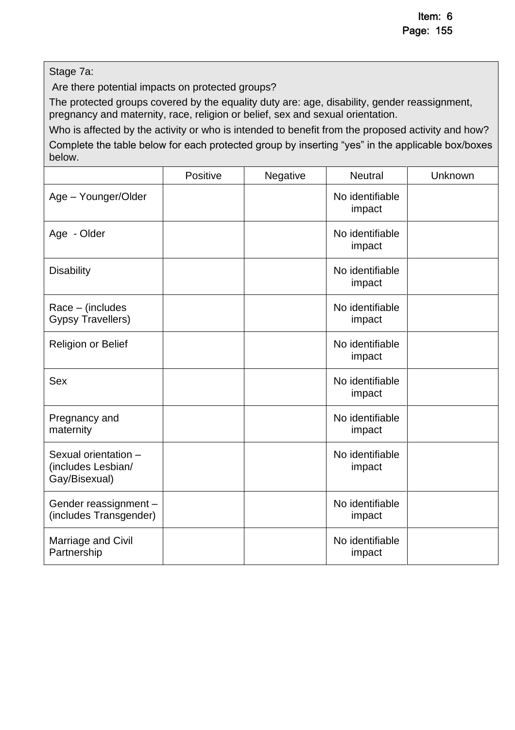| Stage 7a:<br>Are there potential impacts on protected groups?<br>The protected groups covered by the equality duty are: age, disability, gender reassignment, pregnancy and maternity, race, religion or belief, sex and sexual orientation.<br>Who is affected by the activity or who is intended to benefit from the proposed activity and how?<br>Complete the table below for each protected group by inserting "yes" in the applicable box/boxes below. | | | | |
|---|---|---|---|---|
| | Positive | Negative | Neutral | Unknown |
| Age – Younger/Older | | | No identifiable impact | |
| Age - Older | | | No identifiable impact | |
| Disability | | | No identifiable impact | |
| Race – (includes Gypsy Travellers) | | | No identifiable impact | |
| Religion or Belief | | | No identifiable impact | |
| Sex | | | No identifiable impact | |
| Pregnancy and maternity | | | No identifiable impact | |
| Sexual orientation – (includes Lesbian/ Gay/Bisexual) | | | No identifiable impact | |
| Gender reassignment – (includes Transgender) | | | No identifiable impact | |
| Marriage and Civil Partnership | | | No identifiable impact | |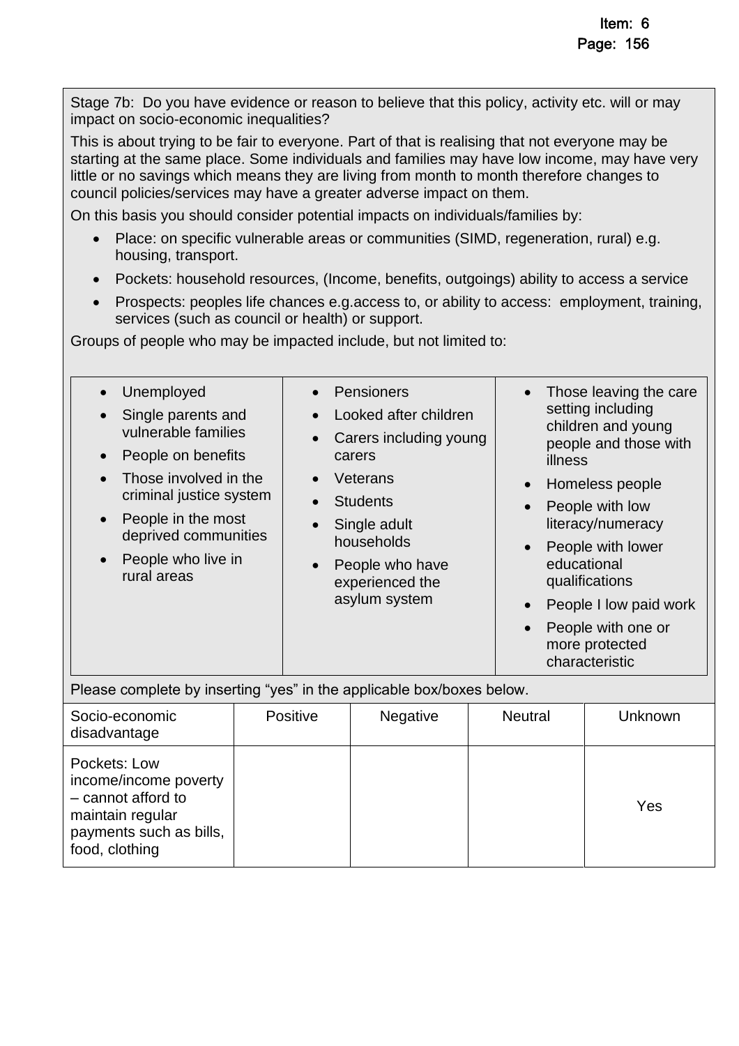Stage 7b: Do you have evidence or reason to believe that this policy, activity etc. will or may impact on socio-economic inequalities?

This is about trying to be fair to everyone. Part of that is realising that not everyone may be starting at the same place. Some individuals and families may have low income, may have very little or no savings which means they are living from month to month therefore changes to council policies/services may have a greater adverse impact on them.

On this basis you should consider potential impacts on individuals/families by:

- Place: on specific vulnerable areas or communities (SIMD, regeneration, rural) e.g. housing, transport.
- Pockets: household resources, (Income, benefits, outgoings) ability to access a service
- Prospects: peoples life chances e.g.access to, or ability to access: employment, training, services (such as council or health) or support.

Groups of people who may be impacted include, but not limited to:

- Unemployed
- Single parents and vulnerable families
- People on benefits
- Those involved in the criminal justice system
- People in the most deprived communities
- People who live in rural areas
- Pensioners
- Looked after children
- Carers including young carers
- Veterans
- Students
- Single adult households
- People who have experienced the asylum system
- Those leaving the care setting including children and young people and those with illness
- Homeless people
- People with low literacy/numeracy
- People with lower educational qualifications
- People I low paid work
- People with one or more protected characteristic

Please complete by inserting "yes" in the applicable box/boxes below.

| Socio-economic disadvantage | Positive | Negative | Neutral | Unknown |
|---|---|---|---|---|
| Pockets: Low income/income poverty – cannot afford to maintain regular payments such as bills, food, clothing | | | | Yes |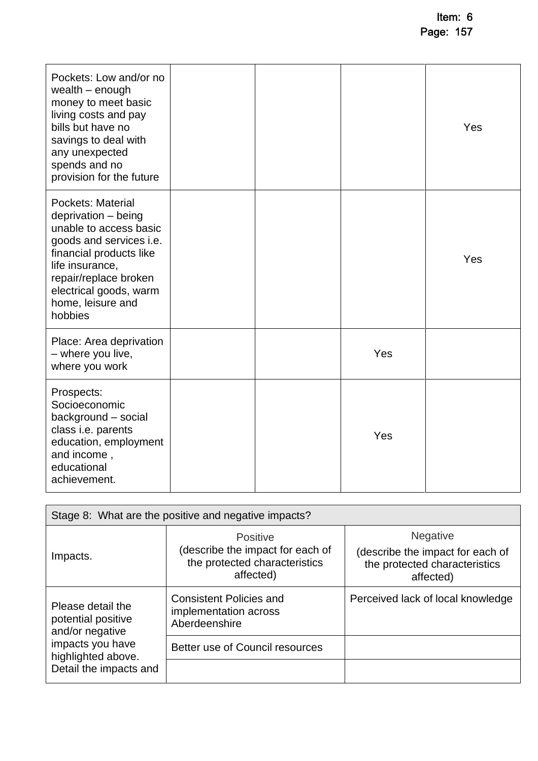| | | | | |
|---|---|---|---|---|
| Pockets: Low and/or no wealth – enough money to meet basic living costs and pay bills but have no savings to deal with any unexpected spends and no provision for the future | | | | Yes |
| Pockets: Material deprivation – being unable to access basic goods and services i.e. financial products like life insurance, repair/replace broken electrical goods, warm home, leisure and hobbies | | | | Yes |
| Place: Area deprivation – where you live, where you work | | | Yes | |
| Prospects: Socioeconomic background – social class i.e. parents education, employment and income , educational achievement. | | | Yes | |

| Stage 8: What are the positive and negative impacts? | | |
|---|---|---|
| Impacts. | Positive (describe the impact for each of the protected characteristics affected) | Negative (describe the impact for each of the protected characteristics affected) |
| Please detail the potential positive and/or negative impacts you have highlighted above. Detail the impacts and | Consistent Policies and implementation across Aberdeenshire | Perceived lack of local knowledge |
| | Better use of Council resources | |
| | | |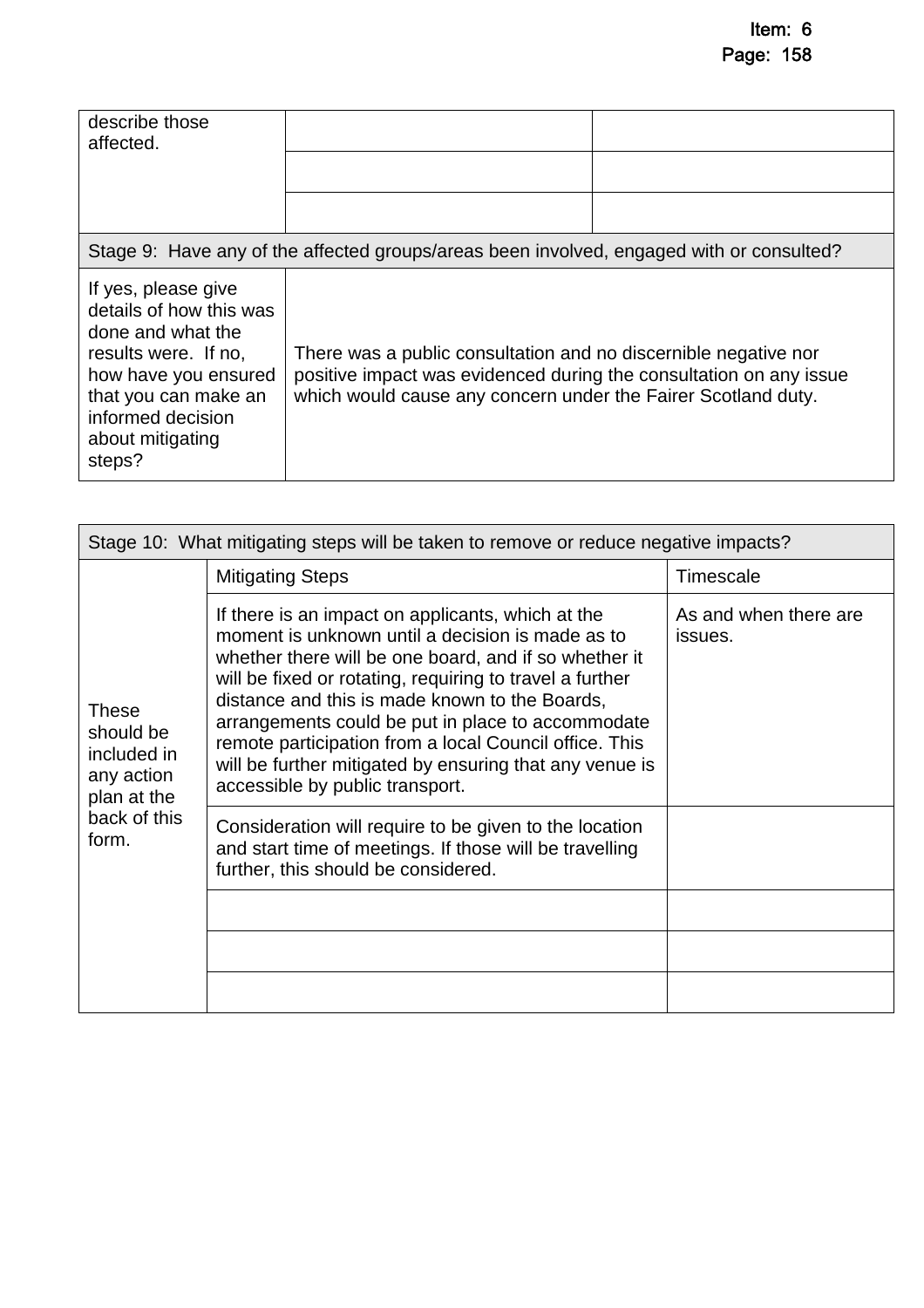| describe those affected. | | |
|---|---|---|
| | | |
| | | |

| Stage 9: Have any of the affected groups/areas been involved, engaged with or consulted? | |
|---|---|
| If yes, please give details of how this was done and what the results were. If no, how have you ensured that you can make an informed decision about mitigating steps? | There was a public consultation and no discernible negative nor positive impact was evidenced during the consultation on any issue which would cause any concern under the Fairer Scotland duty. |

| Stage 10: What mitigating steps will be taken to remove or reduce negative impacts? | | |
|---|---|---|
| These should be included in any action plan at the back of this form. | Mitigating Steps | Timescale |
| | If there is an impact on applicants, which at the moment is unknown until a decision is made as to whether there will be one board, and if so whether it will be fixed or rotating, requiring to travel a further distance and this is made known to the Boards, arrangements could be put in place to accommodate remote participation from a local Council office. This will be further mitigated by ensuring that any venue is accessible by public transport. | As and when there are issues. |
| | Consideration will require to be given to the location and start time of meetings. If those will be travelling further, this should be considered. | |
| | | |
| | | |
| | | |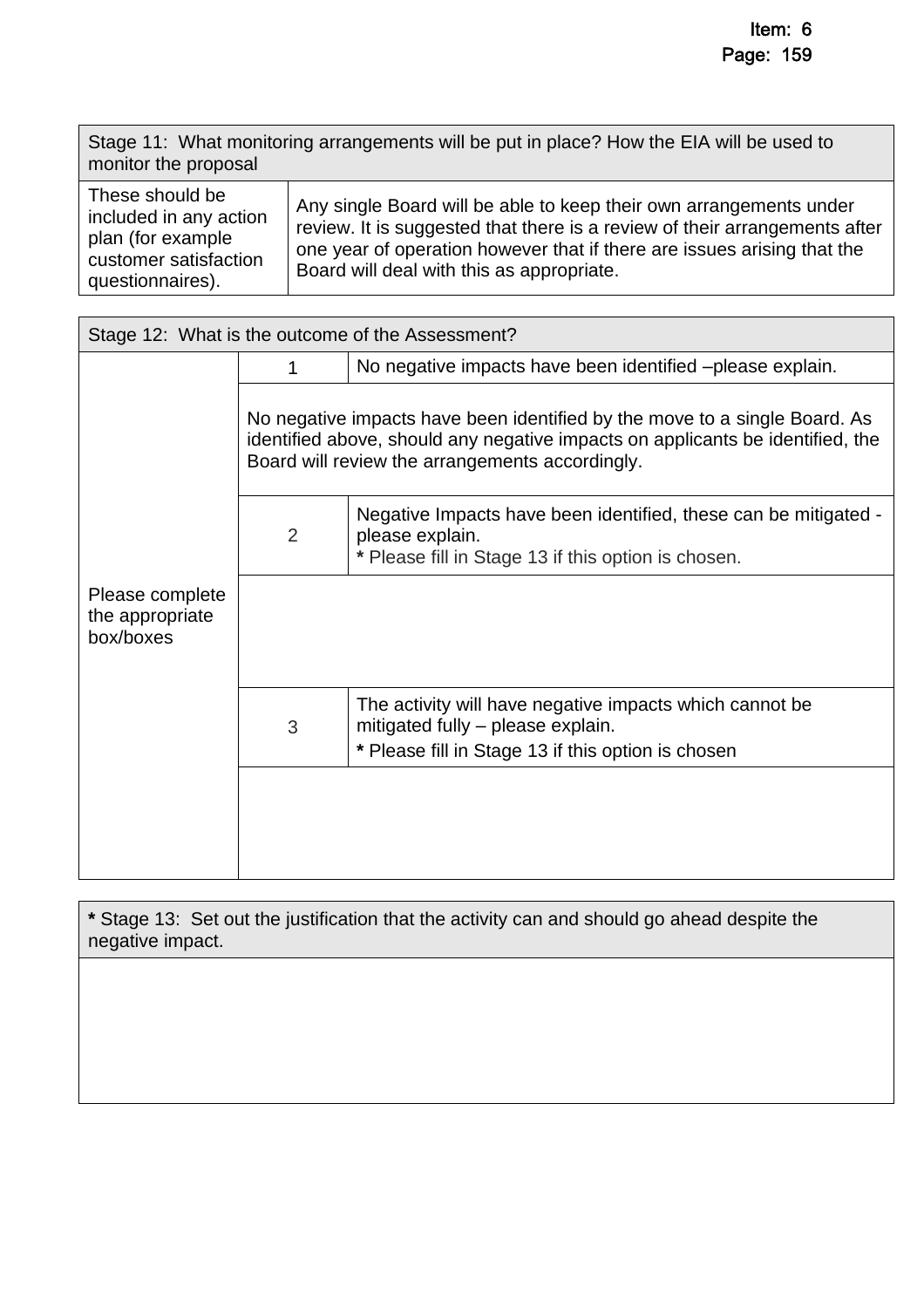| Stage 11: What monitoring arrangements will be put in place? How the EIA will be used to monitor the proposal | |
|---|---|
| These should be included in any action plan (for example customer satisfaction questionnaires). | Any single Board will be able to keep their own arrangements under review. It is suggested that there is a review of their arrangements after one year of operation however that if there are issues arising that the Board will deal with this as appropriate. |

| Stage 12: What is the outcome of the Assessment? | | |
|---|---|---|
| Please complete the appropriate box/boxes | 1 | No negative impacts have been identified –please explain. |
| | No negative impacts have been identified by the move to a single Board. As identified above, should any negative impacts on applicants be identified, the Board will review the arrangements accordingly. | |
| | 2 | Negative Impacts have been identified, these can be mitigated - please explain.<br>* Please fill in Stage 13 if this option is chosen. |
| | | |
| | 3 | The activity will have negative impacts which cannot be mitigated fully – please explain.<br>* Please fill in Stage 13 if this option is chosen |
| | | |

| * Stage 13: Set out the justification that the activity can and should go ahead despite the negative impact. |
|---|
| |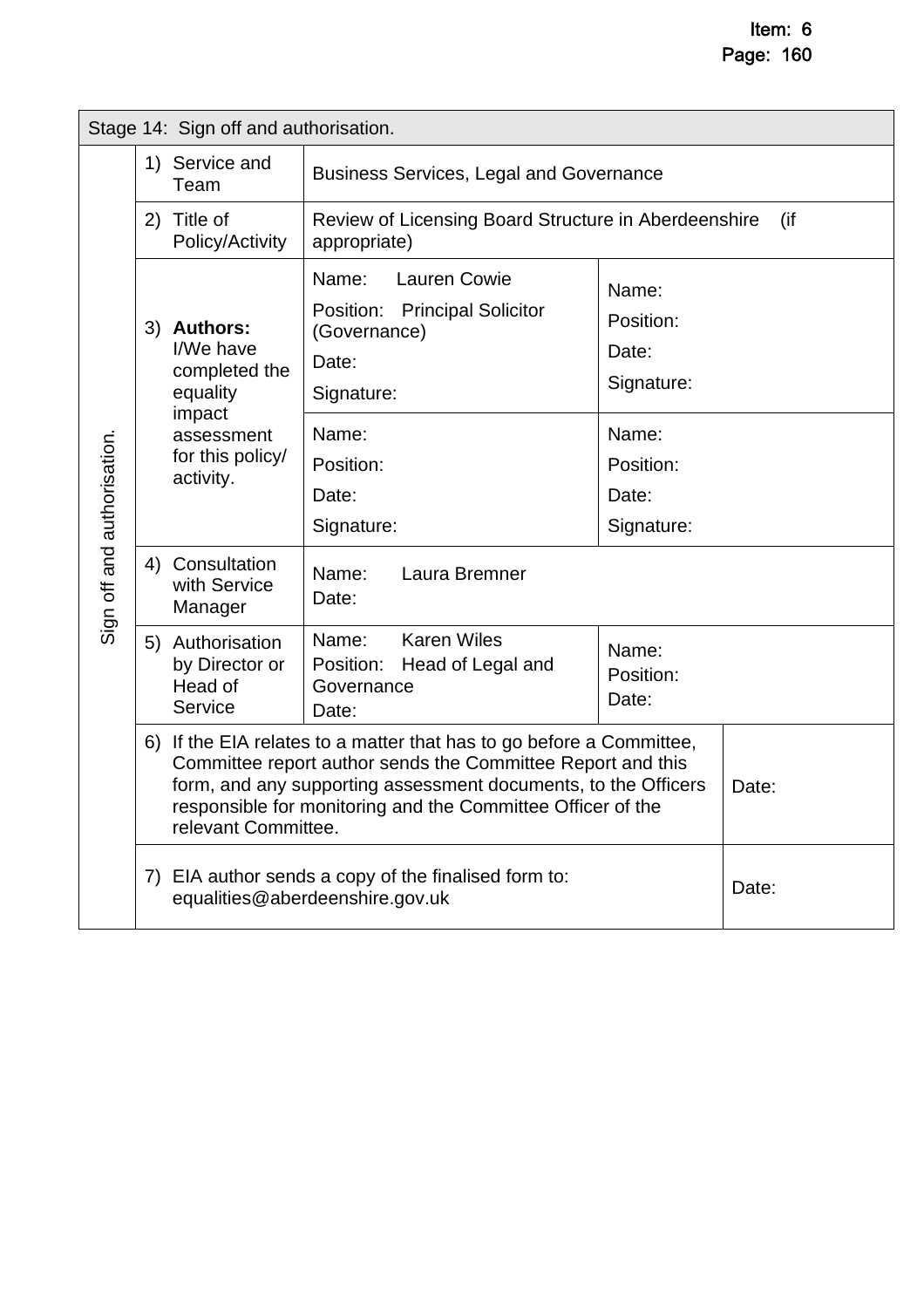| Stage 14: Sign off and authorisation. | | | | |
|---|---|---|---|---|
| Sign off and authorisation. | 1) Service and Team | Business Services, Legal and Governance | | |
| | 2) Title of Policy/Activity | Review of Licensing Board Structure in Aberdeenshire (if appropriate) | | |
| | 3) **Authors:** I/We have completed the equality impact assessment for this policy/ activity. | Name: Lauren Cowie<br>Position: Principal Solicitor (Governance)<br>Date:<br>Signature: | Name:<br>Position:<br>Date:<br>Signature: | |
| | | Name:<br>Position:<br>Date:<br>Signature: | Name:<br>Position:<br>Date:<br>Signature: | |
| | 4) Consultation with Service Manager | Name: Laura Bremner<br>Date: | | |
| | 5) Authorisation by Director or Head of Service | Name: Karen Wiles<br>Position: Head of Legal and Governance<br>Date: | Name:<br>Position:<br>Date: | |
| | 6) If the EIA relates to a matter that has to go before a Committee, Committee report author sends the Committee Report and this form, and any supporting assessment documents, to the Officers responsible for monitoring and the Committee Officer of the relevant Committee. | | | Date: |
| | 7) EIA author sends a copy of the finalised form to: equalities@aberdeenshire.gov.uk | | | Date: |